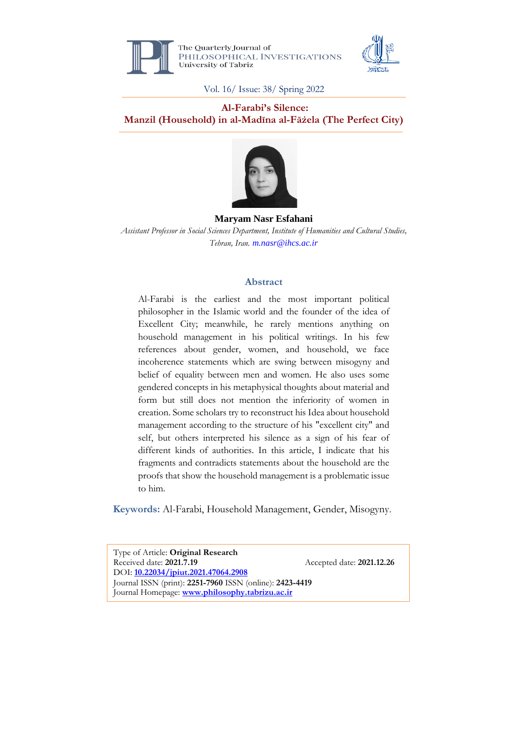# Al-Farabi's Silence: Manzil (Household) in al-Madīna al-Fāżela (The Perfect City)

**Maryam Nasr Esfahani**

*Assistant Professor in Social Sciences Department, Institute of Humanities and Cultural Studies, Tehran, Iran.* m.nasr@ihcs.ac.ir

## Abstract

Al-Farabi is the earliest and the most important political philosopher in the Islamic world and the founder of the idea of Excellent City; meanwhile, he rarely mentions anything on household management in his political writings. In his few references about gender, women, and household, we face incoherence statements which are swing between misogyny and belief of equality between men and women. He also uses some gendered concepts in his metaphysical thoughts about material and form but still does not mention the inferiority of women in creation. Some scholars try to reconstruct his Idea about household management according to the structure of his "excellent city" and self, but others interpreted his silence as a sign of his fear of different kinds of authorities. In this article, I indicate that his fragments and contradicts statements about the household are the proofs that show the household management is a problematic issue to him.

**Keywords:** Al-Farabi, Household Management, Gender, Misogyny.

Type of Article: **Original Research**
Received date: **2021.7.19** Accepted date: **2021.12.26**
DOI: **10.22034/jpiut.2021.47064.2908**
Journal ISSN (print): **2251-7960** ISSN (online): **2423-4419**
Journal Homepage: **www.philosophy.tabrizu.ac.ir**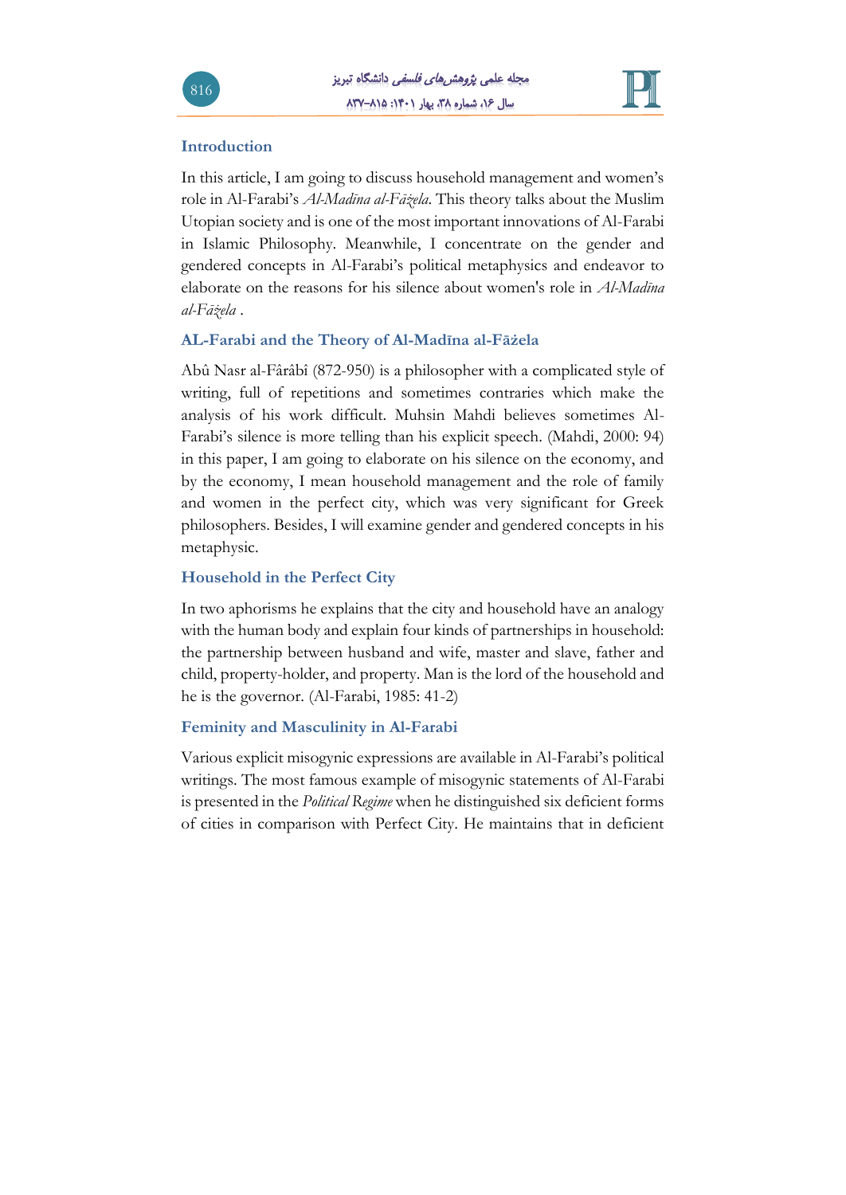## Introduction

In this article, I am going to discuss household management and women's role in Al-Farabi's *Al-Madīna al-Fāẓela*. This theory talks about the Muslim Utopian society and is one of the most important innovations of Al-Farabi in Islamic Philosophy. Meanwhile, I concentrate on the gender and gendered concepts in Al-Farabi's political metaphysics and endeavor to elaborate on the reasons for his silence about women's role in *Al-Madīna al-Fāẓela* .

## AL-Farabi and the Theory of Al-Madīna al-Fāżela

Abû Nasr al-Fârâbî (872-950) is a philosopher with a complicated style of writing, full of repetitions and sometimes contraries which make the analysis of his work difficult. Muhsin Mahdi believes sometimes Al-Farabi's silence is more telling than his explicit speech. (Mahdi, 2000: 94) in this paper, I am going to elaborate on his silence on the economy, and by the economy, I mean household management and the role of family and women in the perfect city, which was very significant for Greek philosophers. Besides, I will examine gender and gendered concepts in his metaphysic.

## Household in the Perfect City

In two aphorisms he explains that the city and household have an analogy with the human body and explain four kinds of partnerships in household: the partnership between husband and wife, master and slave, father and child, property-holder, and property. Man is the lord of the household and he is the governor. (Al-Farabi, 1985: 41-2)

## Feminity and Masculinity in Al-Farabi

Various explicit misogynic expressions are available in Al-Farabi's political writings. The most famous example of misogynic statements of Al-Farabi is presented in the *Political Regime* when he distinguished six deficient forms of cities in comparison with Perfect City. He maintains that in deficient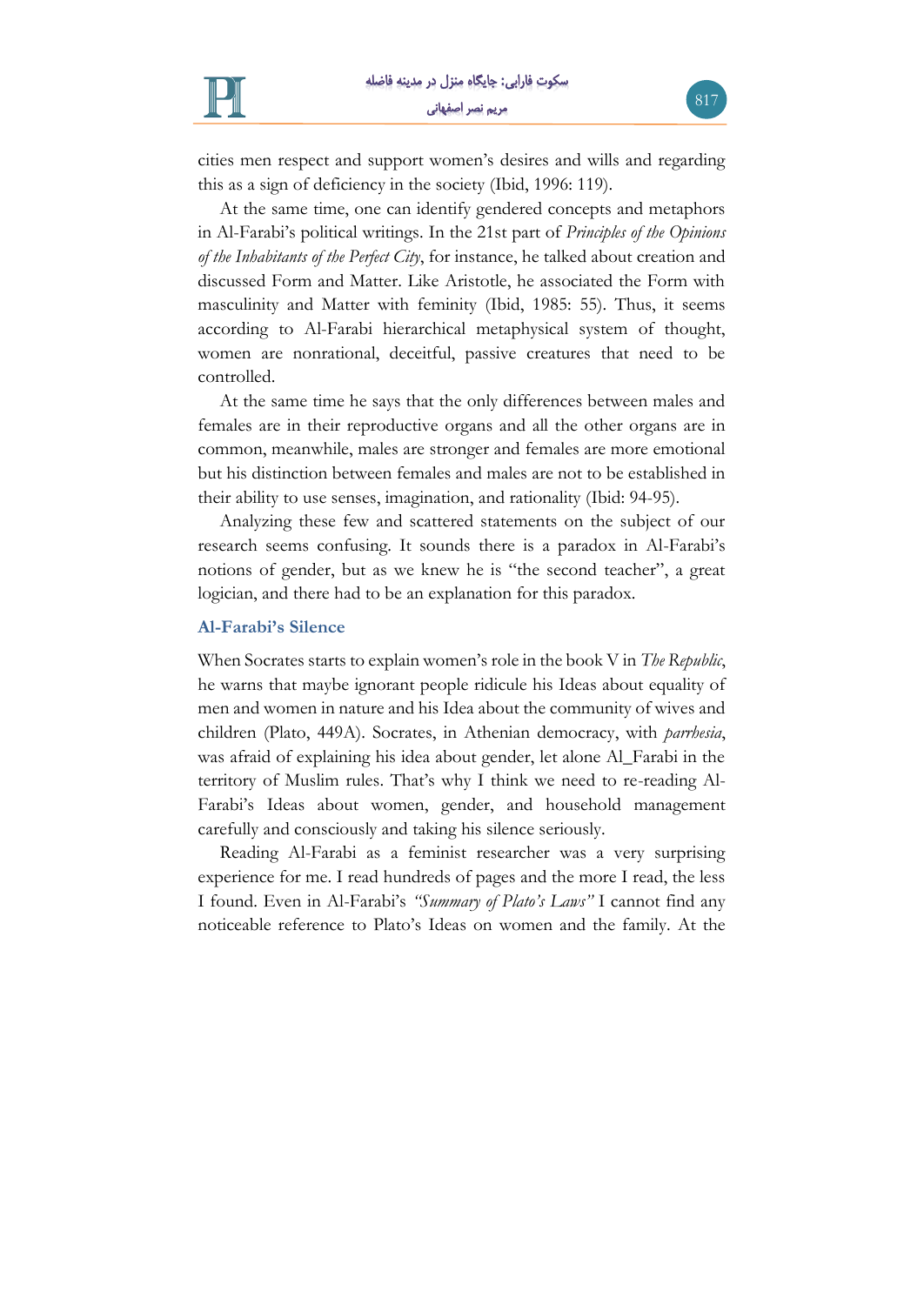cities men respect and support women's desires and wills and regarding this as a sign of deficiency in the society (Ibid, 1996: 119).

At the same time, one can identify gendered concepts and metaphors in Al-Farabi's political writings. In the 21st part of *Principles of the Opinions of the Inhabitants of the Perfect City*, for instance, he talked about creation and discussed Form and Matter. Like Aristotle, he associated the Form with masculinity and Matter with feminity (Ibid, 1985: 55). Thus, it seems according to Al-Farabi hierarchical metaphysical system of thought, women are nonrational, deceitful, passive creatures that need to be controlled.

At the same time he says that the only differences between males and females are in their reproductive organs and all the other organs are in common, meanwhile, males are stronger and females are more emotional but his distinction between females and males are not to be established in their ability to use senses, imagination, and rationality (Ibid: 94-95).

Analyzing these few and scattered statements on the subject of our research seems confusing. It sounds there is a paradox in Al-Farabi's notions of gender, but as we knew he is "the second teacher", a great logician, and there had to be an explanation for this paradox.

## Al-Farabi's Silence

When Socrates starts to explain women's role in the book V in *The Republic*, he warns that maybe ignorant people ridicule his Ideas about equality of men and women in nature and his Idea about the community of wives and children (Plato, 449A). Socrates, in Athenian democracy, with *parrhesia*, was afraid of explaining his idea about gender, let alone Al_Farabi in the territory of Muslim rules. That's why I think we need to re-reading Al-Farabi's Ideas about women, gender, and household management carefully and consciously and taking his silence seriously.

Reading Al-Farabi as a feminist researcher was a very surprising experience for me. I read hundreds of pages and the more I read, the less I found. Even in Al-Farabi's *"Summary of Plato's Laws"* I cannot find any noticeable reference to Plato's Ideas on women and the family. At the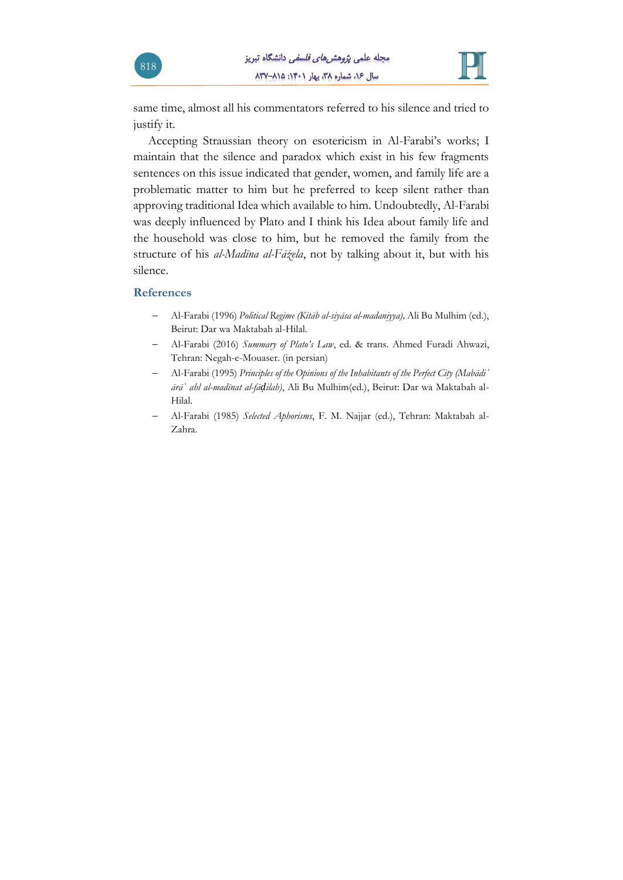same time, almost all his commentators referred to his silence and tried to justify it.

Accepting Straussian theory on esotericism in Al-Farabi's works; I maintain that the silence and paradox which exist in his few fragments sentences on this issue indicated that gender, women, and family life are a problematic matter to him but he preferred to keep silent rather than approving traditional Idea which available to him. Undoubtedly, Al-Farabi was deeply influenced by Plato and I think his Idea about family life and the household was close to him, but he removed the family from the structure of his *al-Madīna al-Fāżela*, not by talking about it, but with his silence.

## References

- Al-Farabi (1996) *Political Regime (Kitāb al-siyāsa al-madaniyya),* Ali Bu Mulhim (ed.), Beirut: Dar wa Maktabah al-Hilal.
- Al-Farabi (2016) *Summary of Plato's Law*, ed. & trans. Ahmed Furadi Ahwazi, Tehran: Negah-e-Mouaser. (in persian)
- Al-Farabi (1995) *Principles of the Opinions of the Inhabitants of the Perfect City (Mabādiʾ ārāʾ ahl al-madīnat al-fāḍilah)*, Ali Bu Mulhim(ed.), Beirut: Dar wa Maktabah al-Hilal.
- Al-Farabi (1985) *Selected Aphorisms*, F. M. Najjar (ed.), Tehran: Maktabah al-Zahra.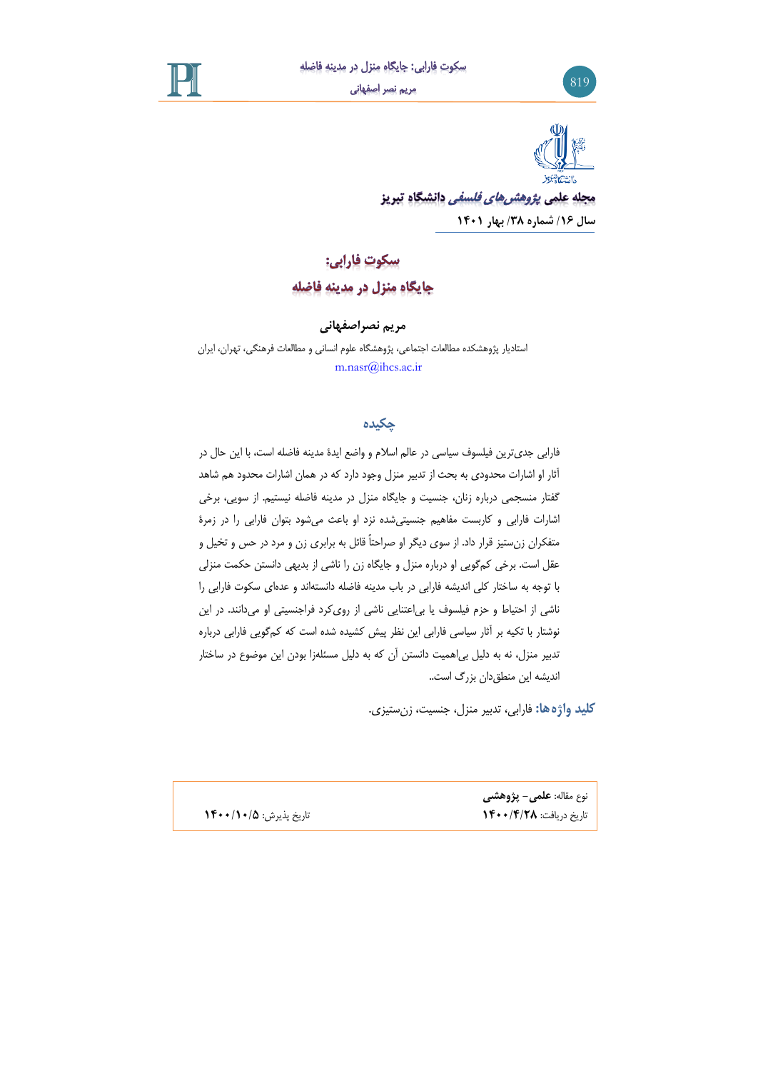**مجله علمی *پژوهش‌های فلسفی* دانشگاه تبریز**

**سال ۱۶/ شماره ۳۸/ بهار ۱۴۰۱**

# سکوت فارابی: جایگاه منزل در مدینه فاضله

**مریم نصراصفهانی**

استادیار پژوهشکده مطالعات اجتماعی، پژوهشگاه علوم انسانی و مطالعات فرهنگی، تهران، ایران

m.nasr@ihcs.ac.ir

## چکیده

فارابی جدی‌ترین فیلسوف سیاسی در عالم اسلام و واضع ایدۀ مدینه فاضله است، با این حال در آثار او اشارات محدودی به بحث از تدبیر منزل وجود دارد که در همان اشارات محدود هم شاهد گفتار منسجمی درباره زنان، جنسیت و جایگاه منزل در مدینه فاضله نیستیم. از سویی، برخی اشارات فارابی و کاربست مفاهیم جنسیتی‌شده نزد او باعث می‌شود بتوان فارابی را در زمرۀ متفکران زن‌ستیز قرار داد. از سوی دیگر او صراحتاً قائل به برابری زن و مرد در حس و تخیل و عقل است. برخی کم‌گویی او درباره منزل و جایگاه زن را ناشی از بدیهی دانستن حکمت منزلی با توجه به ساختار کلی اندیشه فارابی در باب مدینه فاضله دانسته‌اند و عده‌ای سکوت فارابی را ناشی از احتیاط و حزم فیلسوف یا بی‌اعتنایی ناشی از روی‌کرد فراجنسیتی او می‌دانند. در این نوشتار با تکیه بر آثار سیاسی فارابی این نظر پیش کشیده شده است که کم‌گویی فارابی درباره تدبیر منزل، نه به دلیل بی‌اهمیت دانستن آن که به دلیل مسئله‌زا بودن این موضوع در ساختار اندیشه این منطق‌دان بزرگ است..

**کلید واژه‌ها:** فارابی، تدبیر منزل، جنسیت، زن‌ستیزی.

نوع مقاله: **علمی- پژوهشی**

تاریخ دریافت: **۱۴۰۰/۴/۲۸**

تاریخ پذیرش: **۱۴۰۰/۱۰/۵**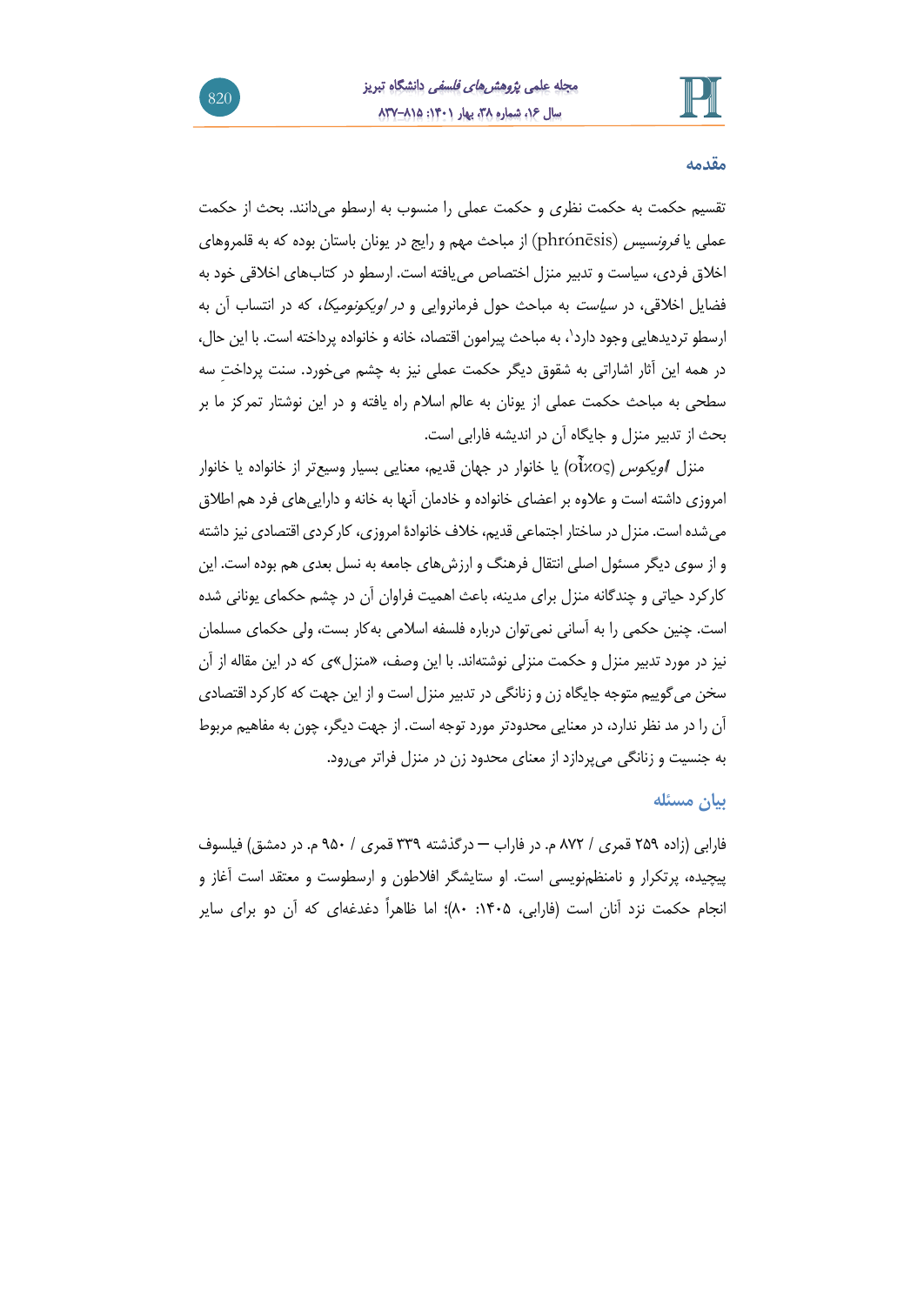## مقدمه

تقسیم حکمت به حکمت نظری و حکمت عملی را منسوب به ارسطو می‌دانند. بحث از حکمت عملی یا *فرونسیس* (phrónēsis) از مباحث مهم و رایج در یونان باستان بوده که به قلمروهای اخلاق فردی، سیاست و تدبیر منزل اختصاص می‌یافته است. ارسطو در کتاب‌های اخلاقی خود به فضایل اخلاقی، در *سیاست* به مباحث حول فرمانروایی و در *اویکونومیکا*، که در انتساب آن به ارسطو تردیدهایی وجود دارد[1]، به مباحث پیرامون اقتصاد، خانه و خانواده پرداخته است. با این حال، در همه این آثار اشاراتی به شقوق دیگر حکمت عملی نیز به چشم می‌خورد. سنت پرداختِ سه سطحی به مباحث حکمت عملی از یونان به عالم اسلام راه یافته و در این نوشتار تمرکز ما بر بحث از تدبیر منزل و جایگاه آن در اندیشه فارابی است.

منزل *اویکوس* (οἶκος) یا خانوار در جهان قدیم، معنایی بسیار وسیع‌تر از خانواده یا خانوار امروزی داشته است و علاوه بر اعضای خانواده و خادمان آنها به خانه و دارایی‌های فرد هم اطلاق می‌شده است. منزل در ساختار اجتماعی قدیم، خلاف خانوادهٔ امروزی، کارکردی اقتصادی نیز داشته و از سوی دیگر مسئول اصلی انتقال فرهنگ و ارزش‌های جامعه به نسل بعدی هم بوده است. این کارکرد حیاتی و چندگانه منزل برای مدینه، باعث اهمیت فراوان آن در چشم حکمای یونانی شده است. چنین حکمی را به آسانی نمی‌توان درباره فلسفه اسلامی به‌کار بست، ولی حکمای مسلمان نیز در مورد تدبیر منزل و حکمت منزلی نوشته‌اند. با این وصف، «منزل»ی که در این مقاله از آن سخن می‌گوییم متوجه جایگاه زن و زنانگی در تدبیر منزل است و از این جهت که کارکرد اقتصادی آن را در مد نظر ندارد، در معنایی محدودتر مورد توجه است. از جهت دیگر، چون به مفاهیم مربوط به جنسیت و زنانگی می‌پردازد از معنای محدود زن در منزل فراتر می‌رود.

## بیان مسئله

فارابی (زاده ۲۵۹ قمری / ۸۷۲ م. در فاراب — درگذشته ۳۳۹ قمری / ۹۵۰ م. در دمشق) فیلسوف پیچیده، پرتکرار و نامنظم‌نویسی است. او ستایشگر افلاطون و ارسطوست و معتقد است آغاز و انجام حکمت نزد آنان است (فارابی، ۱۴۰۵: ۸۰)؛ اما ظاهراً دغدغه‌ای که آن دو برای سایر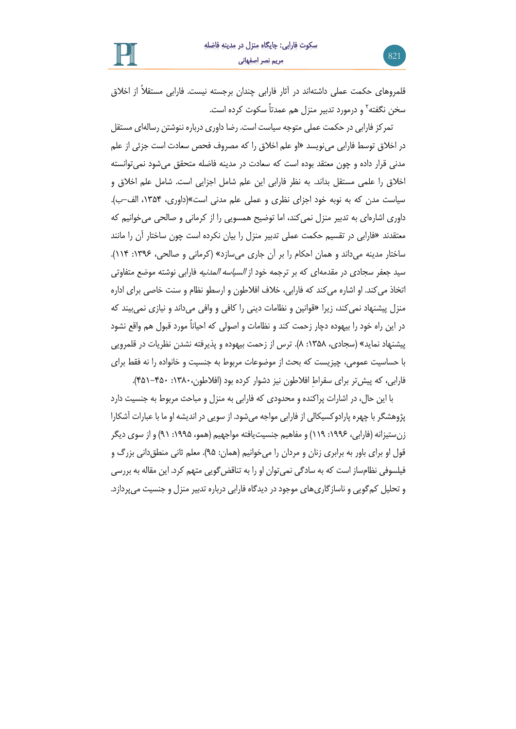قلمروهای حکمت عملی داشته‌اند در آثار فارابی چندان برجسته نیست. فارابی مستقلاً از اخلاق سخن نگفته[2] و درمورد تدبیر منزل هم عمدتاً سکوت کرده است.

تمرکز فارابی در حکمت عملی متوجه سیاست است. رضا داوری درباره ننوشتن رساله‌ای مستقل در اخلاق توسط فارابی می‌نویسد «او علم اخلاق را که مصروف فحص سعادت است جزئی از علم مدنی قرار داده و چون معتقد بوده است که سعادت در مدینه فاضله متحقق می‌شود نمی‌توانسته اخلاق را علمی مستقل بداند. به نظر فارابی این علم شامل اجزایی است. شامل علم اخلاق و سیاست مدن که به نوبه خود اجزای نظری و عملی علم مدنی است»(داوری، ۱۳۵۴، الف–ب). داوری اشاره‌ای به تدبیر منزل نمی‌کند، اما توضیح همسویی را از کرمانی و صالحی می‌خوانیم که معتقدند «فارابی در تقسیم حکمت عملی تدبیر منزل را بیان نکرده است چون ساختار آن را مانند ساختار مدینه می‌داند و همان احکام را بر آن جاری می‌سازد» (کرمانی و صالحی، ۱۳۹۶: ۱۱۴). سید جعفر سجادی در مقدمه‌ای که بر ترجمه خود از *السیاسه المدنیه* فارابی نوشته موضع متفاوتی اتخاذ می‌کند. او اشاره می‌کند که فارابی، خلاف افلاطون و ارسطو نظام و سنت خاصی برای اداره منزل پیشنهاد نمی‌کند، زیرا «قوانین و نظامات دینی را کافی و وافی می‌داند و نیازی نمی‌بیند که در این راه خود را بیهوده دچار زحمت کند و نظامات و اصولی که احیاناً مورد قبول هم واقع نشود پیشنهاد نماید» (سجادی، ۱۳۵۸: ۸). ترس از زحمت بیهوده و پذیرفته نشدن نظریات در قلمرویی با حساسیت عمومی، چیزیست که بحث از موضوعات مربوط به جنسیت و خانواده را نه فقط برای فارابی، که پیش‌تر برای سقراطِ افلاطون نیز دشوار کرده بود (افلاطون،۱۳۸۰: ۴۵۰–۴۵۱).

با این حال، در اشارات پراکنده و محدودی که فارابی به منزل و مباحث مربوط به جنسیت دارد پژوهشگر با چهره پارادوکسیکالی از فارابی مواجه می‌شود. از سویی در اندیشه او ما با عبارات آشکارا زن‌ستیزانه (فارابی، ۱۹۹۶: ۱۱۹) و مفاهیم جنسیت‌یافته مواجهیم (همو، ۱۹۹۵: ۹۱) و از سوی دیگر قول او برای باور به برابری زنان و مردان را می‌خوانیم (همان: ۹۵). معلم ثانی منطق‌دانی بزرگ و فیلسوفی نظام‌ساز است که به سادگی نمی‌توان او را به تناقض‌گویی متهم کرد. این مقاله به بررسی و تحلیل کم‌گویی و ناسازگاری‌های موجود در دیدگاه فارابی درباره تدبیر منزل و جنسیت می‌پردازد.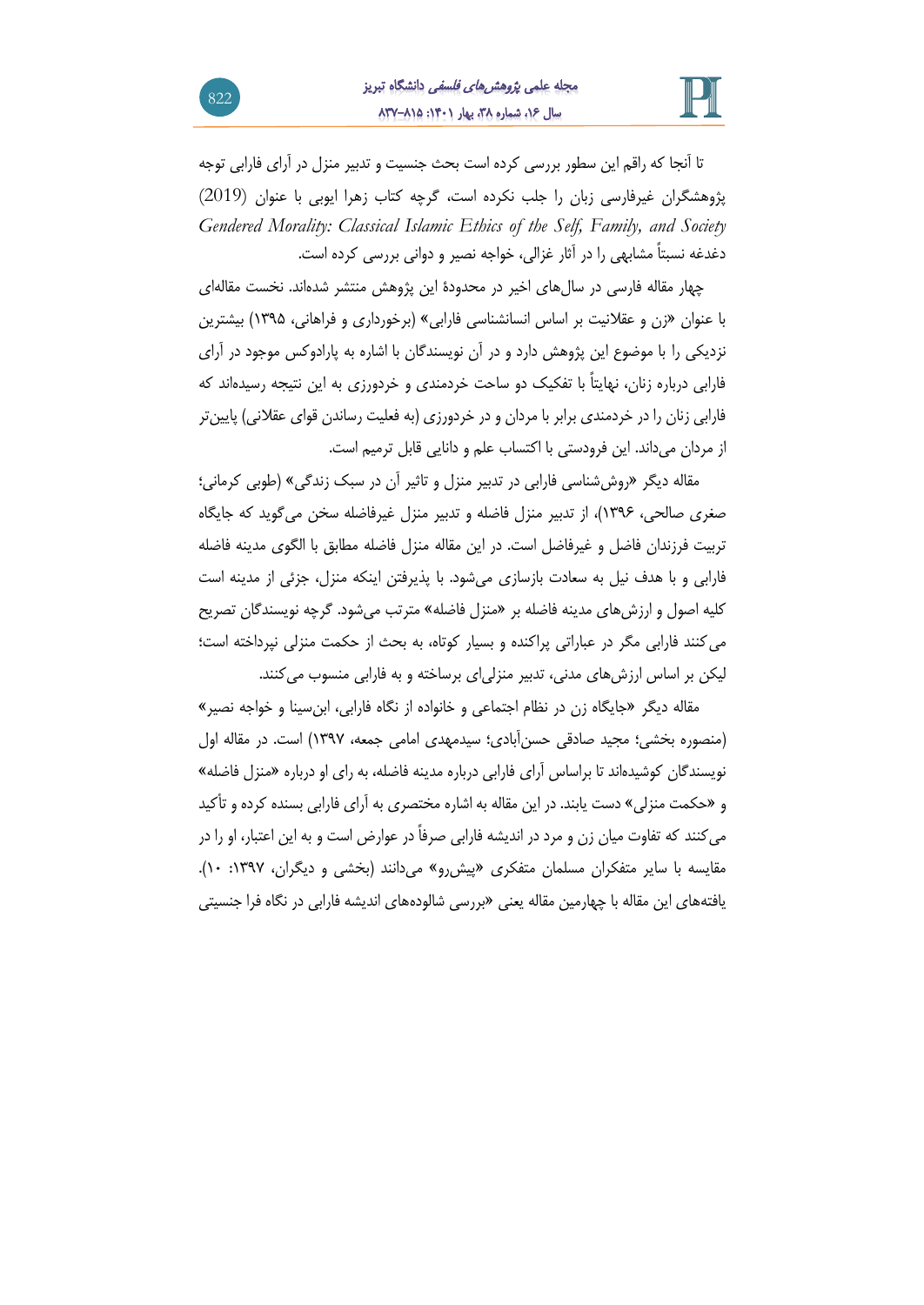تا آنجا که راقم این سطور بررسی کرده است بحث جنسیت و تدبیر منزل در آرای فارابی توجه پژوهشگران غیرفارسی زبان را جلب نکرده است، گرچه کتاب زهرا ایوبی با عنوان (2019) *Gendered Morality: Classical Islamic Ethics of the Self, Family, and Society* دغدغه نسبتاً مشابهی را در آثار غزالی، خواجه نصیر و دوانی بررسی کرده است.

چهار مقاله فارسی در سال‌های اخیر در محدودهٔ این پژوهش منتشر شده‌اند. نخست مقاله‌ای با عنوان «زن و عقلانیت بر اساس انسانشناسی فارابی» (برخورداری و فراهانی، ۱۳۹۵) بیشترین نزدیکی را با موضوع این پژوهش دارد و در آن نویسندگان با اشاره به پارادوکس موجود در آرای فارابی درباره زنان، نهایتاً با تفکیک دو ساحت خردمندی و خردورزی به این نتیجه رسیده‌اند که فارابی زنان را در خردمندی برابر با مردان و در خردورزی (به فعلیت رساندن قوای عقلانی) پایین‌تر از مردان می‌داند. این فرودستی با اکتساب علم و دانایی قابل ترمیم است.

مقاله دیگر «روش‌شناسی فارابی در تدبیر منزل و تاثیر آن در سبک زندگی» (طوبی کرمانی؛ صغری صالحی، ۱۳۹۶)، از تدبیر منزل فاضله و تدبیر منزل غیرفاضله سخن می‌گوید که جایگاه تربیت فرزندان فاضل و غیرفاضل است. در این مقاله منزل فاضله مطابق با الگوی مدینه فاضله فارابی و با هدف نیل به سعادت بازسازی می‌شود. با پذیرفتن اینکه منزل، جزئی از مدینه است کلیه اصول و ارزش‌های مدینه فاضله بر «منزل فاضله» مترتب می‌شود. گرچه نویسندگان تصریح می‌کنند فارابی مگر در عباراتی پراکنده و بسیار کوتاه، به بحث از حکمت منزلی نپرداخته است؛ لیکن بر اساس ارزش‌های مدنی، تدبیر منزلی‌ای برساخته و به فارابی منسوب می‌کنند.

مقاله دیگر «جایگاه زن در نظام اجتماعی و خانواده از نگاه فارابی، ابن‌سینا و خواجه نصیر» (منصوره بخشی؛ مجید صادقی حسن‌آبادی؛ سیدمهدی امامی جمعه، ۱۳۹۷) است. در مقاله اول نویسندگان کوشیده‌اند تا براساس آرای فارابی درباره مدینه فاضله، به رای او درباره «منزل فاضله» و «حکمت منزلی» دست یابند. در این مقاله به اشاره مختصری به آرای فارابی بسنده کرده و تأکید می‌کنند که تفاوت میان زن و مرد در اندیشه فارابی صرفاً در عوارض است و به این اعتبار، او را در مقایسه با سایر متفکران مسلمان متفکری «پیش‌رو» می‌دانند (بخشی و دیگران، ۱۳۹۷: ۱۰). یافته‌های این مقاله با چهارمین مقاله یعنی «بررسی شالوده‌های اندیشه فارابی در نگاه فرا جنسیتی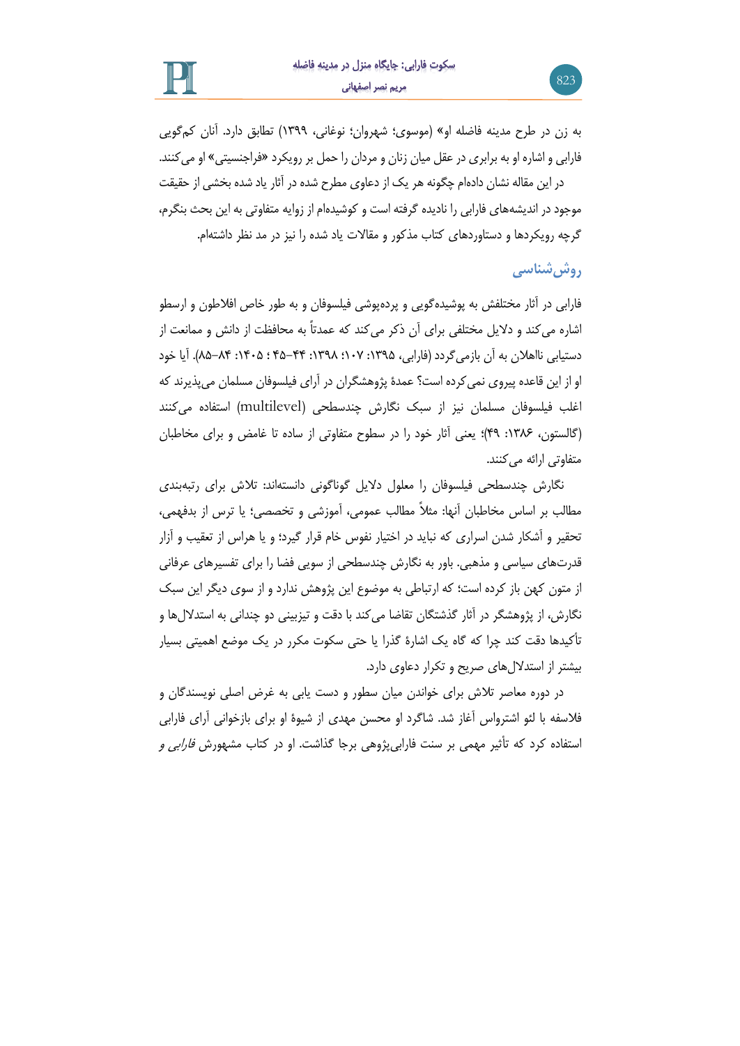به زن در طرح مدینه فاضله او» (موسوی؛ شهروان؛ نوغانی، ۱۳۹۹) تطابق دارد. آنان کم‌گویی فارابی و اشاره او به برابری در عقل میان زنان و مردان را حمل بر رویکرد «فراجنسیتی» او می‌کنند.

در این مقاله نشان داده‌ام چگونه هر یک از دعاوی مطرح شده در آثار یاد شده بخشی از حقیقت موجود در اندیشه‌های فارابی را نادیده گرفته است و کوشیده‌ام از زوایه متفاوتی به این بحث بنگرم، گرچه رویکردها و دستاوردهای کتاب مذکور و مقالات یاد شده را نیز در مد نظر داشته‌ام.

## روش‌شناسی

فارابی در آثار مختلفش به پوشیده‌گویی و پرده‌پوشی فیلسوفان و به طور خاص افلاطون و ارسطو اشاره می‌کند و دلایل مختلفی برای آن ذکر می‌کند که عمدتاً به محافظت از دانش و ممانعت از دستیابی نااهلان به آن بازمی‌گردد (فارابی، ۱۳۹۵: ۱۰۷؛ ۱۳۹۸: ۴۴–۴۵ ؛ ۱۴۰۵: ۸۴–۸۵). آیا خود او از این قاعده پیروی نمی‌کرده است؟ عمدهٔ پژوهشگران در آرای فیلسوفان مسلمان می‌پذیرند که اغلب فیلسوفان مسلمان نیز از سبک نگارش چندسطحی (multilevel) استفاده می‌کنند (گالستون، ۱۳۸۶: ۴۹)؛ یعنی آثار خود را در سطوح متفاوتی از ساده تا غامض و برای مخاطبان متفاوتی ارائه می‌کنند.

نگارش چندسطحی فیلسوفان را معلول دلایل گوناگونی دانسته‌اند: تلاش برای رتبه‌بندی مطالب بر اساس مخاطبان آنها: مثلاً مطالب عمومی، آموزشی و تخصصی؛ یا ترس از بدفهمی، تحقیر و آشکار شدن اسراری که نباید در اختیار نفوس خام قرار گیرد؛ و یا هراس از تعقیب و آزار قدرت‌های سیاسی و مذهبی. باور به نگارش چندسطحی از سویی فضا را برای تفسیرهای عرفانی از متون کهن باز کرده است؛ که ارتباطی به موضوع این پژوهش ندارد و از سوی دیگر این سبک نگارش، از پژوهشگر در آثار گذشتگان تقاضا می‌کند با دقت و تیزبینی دو چندانی به استدلال‌ها و تأکیدها دقت کند چرا که گاه یک اشارهٔ گذرا یا حتی سکوت مکرر در یک موضع اهمیتی بسیار بیشتر از استدلال‌های صریح و تکرار دعاوی دارد.

در دوره معاصر تلاش برای خواندن میان سطور و دست یابی به غرض اصلی نویسندگان و فلاسفه با لئو اشترواس آغاز شد. شاگرد او محسن مهدی از شیوهٔ او برای بازخوانی آرای فارابی استفاده کرد که تأثیر مهمی بر سنت فارابی‌پژوهی برجا گذاشت. او در کتاب مشهورش *فارابی و*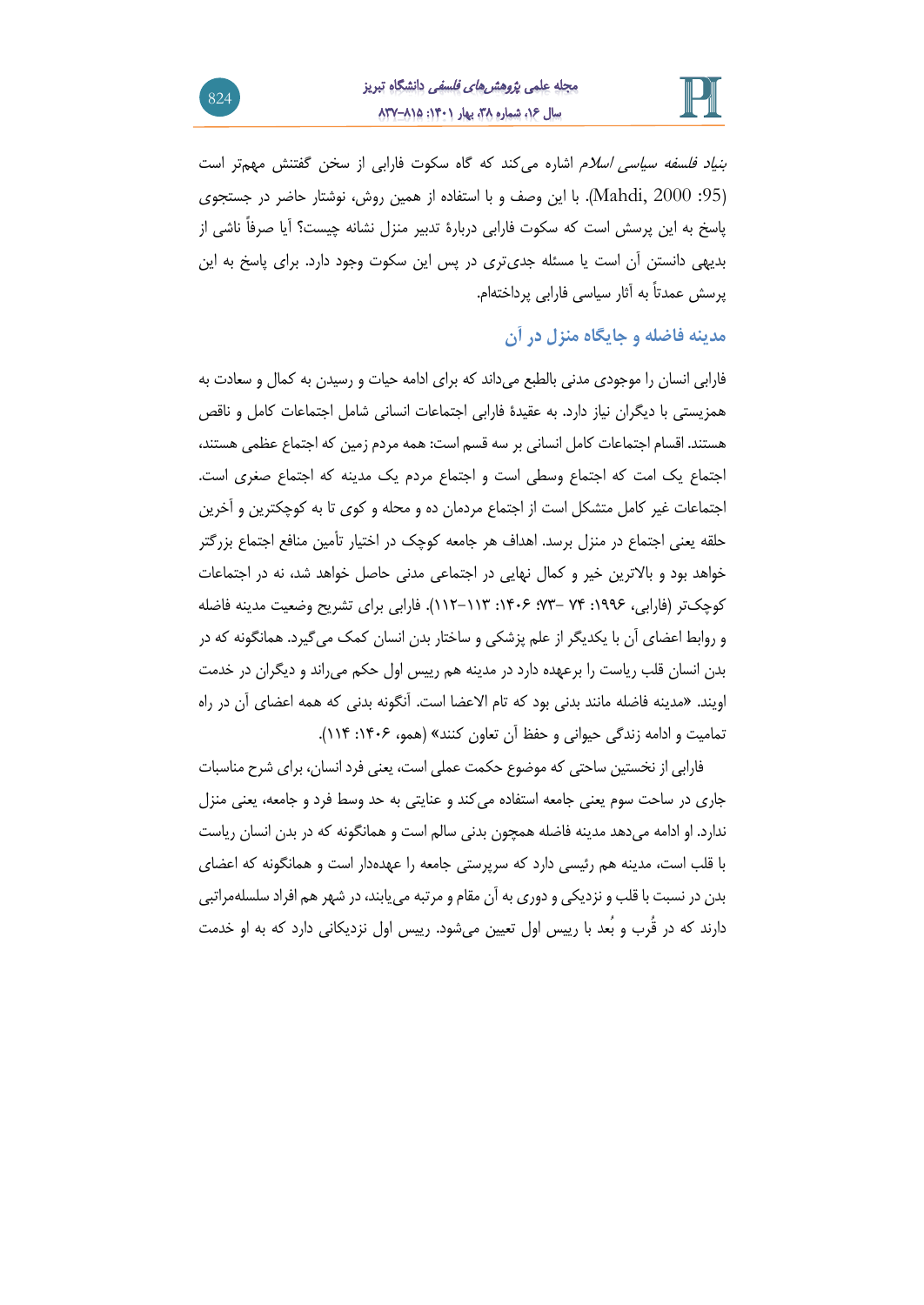*بنیاد فلسفه سیاسی اسلام* اشاره می‌کند که گاه سکوت فارابی از سخن گفتنش مهم‌تر است (Mahdi, 2000 :95). با این وصف و با استفاده از همین روش، نوشتار حاضر در جستجوی پاسخ به این پرسش است که سکوت فارابی دربارهٔ تدبیر منزل نشانه چیست؟ آیا صرفاً ناشی از بدیهی دانستن آن است یا مسئله جدی‌تری در پس این سکوت وجود دارد. برای پاسخ به این پرسش عمدتاً به آثار سیاسی فارابی پرداخته‌ام.

## مدینه فاضله و جایگاه منزل در آن

فارابی انسان را موجودی مدنی بالطبع می‌داند که برای ادامه حیات و رسیدن به کمال و سعادت به همزیستی با دیگران نیاز دارد. به عقیدهٔ فارابی اجتماعات انسانی شامل اجتماعات کامل و ناقص هستند. اقسام اجتماعات کامل انسانی بر سه قسم است: همه مردم زمین که اجتماع عظمی هستند، اجتماع یک امت که اجتماع وسطی است و اجتماع مردم یک مدینه که اجتماع صغری است. اجتماعات غیر کامل متشکل است از اجتماع مردمان ده و محله و کوی تا به کوچکترین و آخرین حلقه یعنی اجتماع در منزل برسد. اهداف هر جامعه کوچک در اختیار تأمین منافع اجتماع بزرگتر خواهد بود و بالاترین خیر و کمال نهایی در اجتماعی مدنی حاصل خواهد شد، نه در اجتماعات کوچک‌تر (فارابی، ۱۹۹۶: ۷۴ -۷۳؛ ۱۴۰۶: ۱۱۳-۱۱۲). فارابی برای تشریح وضعیت مدینه فاضله و روابط اعضای آن با یکدیگر از علم پزشکی و ساختار بدن انسان کمک می‌گیرد. همانگونه که در بدن انسان قلب ریاست را برعهده دارد در مدینه هم رییس اول حکم می‌راند و دیگران در خدمت اویند. «مدینه فاضله مانند بدنی بود که تام الاعضا است. آنگونه بدنی که همه اعضای آن در راه تامیت و ادامه زندگی حیوانی و حفظ آن تعاون کنند» (همو، ۱۴۰۶: ۱۱۴).

فارابی از نخستین ساحتی که موضوع حکمت عملی است، یعنی فرد انسان، برای شرح مناسبات جاری در ساحت سوم یعنی جامعه استفاده می‌کند و عنایتی به حد وسط فرد و جامعه، یعنی منزل ندارد. او ادامه می‌دهد مدینه فاضله همچون بدنی سالم است و همانگونه که در بدن انسان ریاست با قلب است، مدینه هم رئیسی دارد که سرپرستی جامعه را عهده‌دار است و همانگونه که اعضای بدن در نسبت با قلب و نزدیکی و دوری به آن مقام و مرتبه می‌یابند، در شهر هم افراد سلسله‌مراتبی دارند که در قُرب و بُعد با رییس اول تعیین می‌شود. رییس اول نزدیکانی دارد که به او خدمت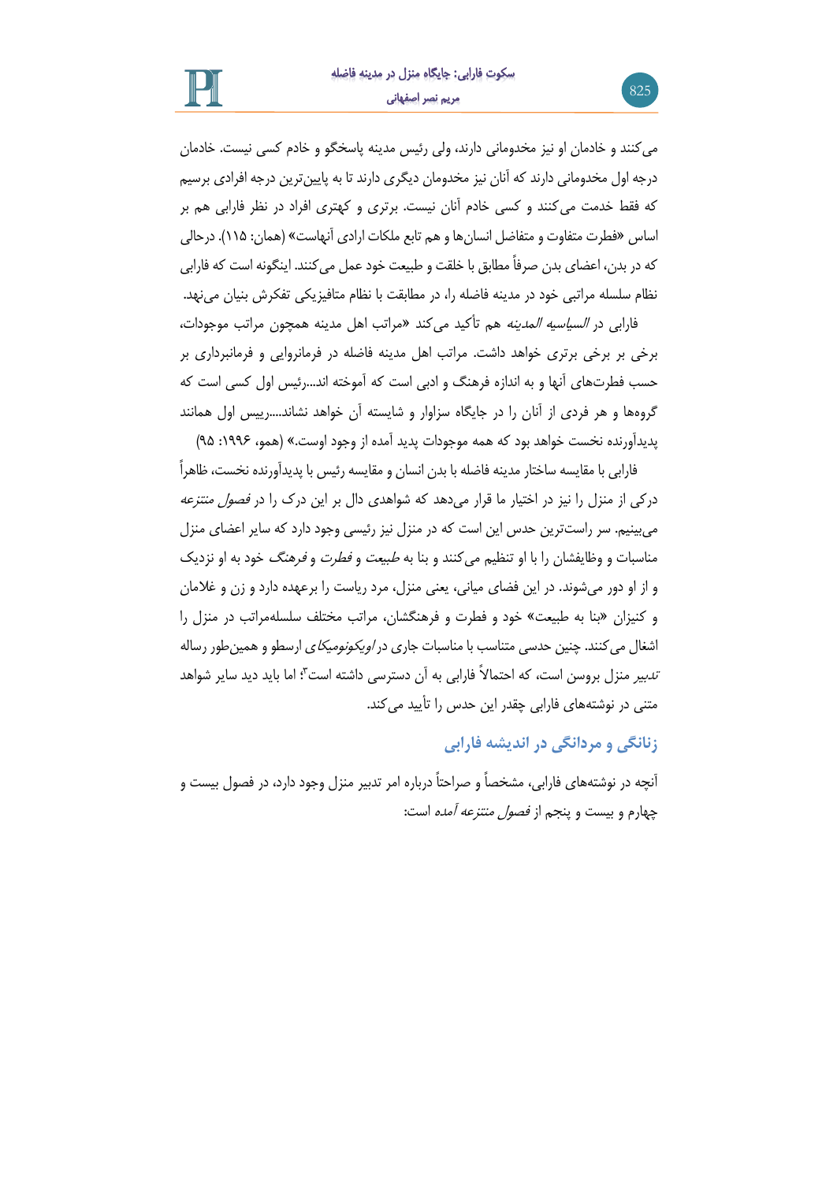می‌کنند و خادمان او نیز مخدومانی دارند، ولی رئیس مدینه پاسخگو و خادم کسی نیست. خادمان درجه اول مخدومانی دارند که آنان نیز مخدومان دیگری دارند تا به پایین‌ترین درجه افرادی برسیم که فقط خدمت می‌کنند و کسی خادم آنان نیست. برتری و کهتری افراد در نظر فارابی هم بر اساس «فطرت متفاوت و متفاضل انسان‌ها و هم تابع ملکات ارادی آنهاست» (همان: ۱۱۵). درحالی که در بدن، اعضای بدن صرفاً مطابق با خلقت و طبیعت خود عمل می‌کنند. اینگونه است که فارابی نظام سلسله مراتبی خود در مدینه فاضله را، در مطابقت با نظام متافیزیکی تفکرش بنیان می‌نهد.

فارابی در *السیاسیه المدینه* هم تأکید می‌کند «مراتب اهل مدینه همچون مراتب موجودات، برخی بر برخی برتری خواهد داشت. مراتب اهل مدینه فاضله در فرمانروایی و فرمانبرداری بر حسب فطرت‌های آنها و به اندازه فرهنگ و ادبی است که آموخته اند...رئیس اول کسی است که گروه‌ها و هر فردی از آنان را در جایگاه سزاوار و شایسته آن خواهد نشاند....رییس اول همانند پدیدآورنده نخست خواهد بود که همه موجودات پدید آمده از وجود اوست.» (همو، ۱۹۹۶: ۹۵)

فارابی با مقایسه ساختار مدینه فاضله با بدن انسان و مقایسه رئیس با پدیدآورنده نخست، ظاهراً درکی از منزل را نیز در اختیار ما قرار می‌دهد که شواهدی دال بر این درک را در *فصول منتزعه* می‌بینیم. سر راست‌ترین حدس این است که در منزل نیز رئیسی وجود دارد که سایر اعضای منزل مناسبات و وظایفشان را با او تنظیم می‌کنند و بنا به *طبیعت* و *فطرت* و *فرهنگ* خود به او نزدیک و از او دور می‌شوند. در این فضای میانی، یعنی منزل، مرد ریاست را برعهده دارد و زن و غلامان و کنیزان «بنا به طبیعت» خود و فطرت و فرهنگشان، مراتب مختلف سلسله‌مراتب در منزل را اشغال می‌کنند. چنین حدسی متناسب با مناسبات جاری در *اویکونومیکای* ارسطو و همین‌طور رساله *تدبیر منزل* بروسن است، که احتمالاً فارابی به آن دسترسی داشته است[۳]؛ اما باید دید سایر شواهد متنی در نوشته‌های فارابی چقدر این حدس را تأیید می‌کند.

## زنانگی و مردانگی در اندیشه فارابی

آنچه در نوشته‌های فارابی، مشخصاً و صراحتاً درباره امر تدبیر منزل وجود دارد، در فصول بیست و چهارم و بیست و پنجم از *فصول منتزعه آمده* است: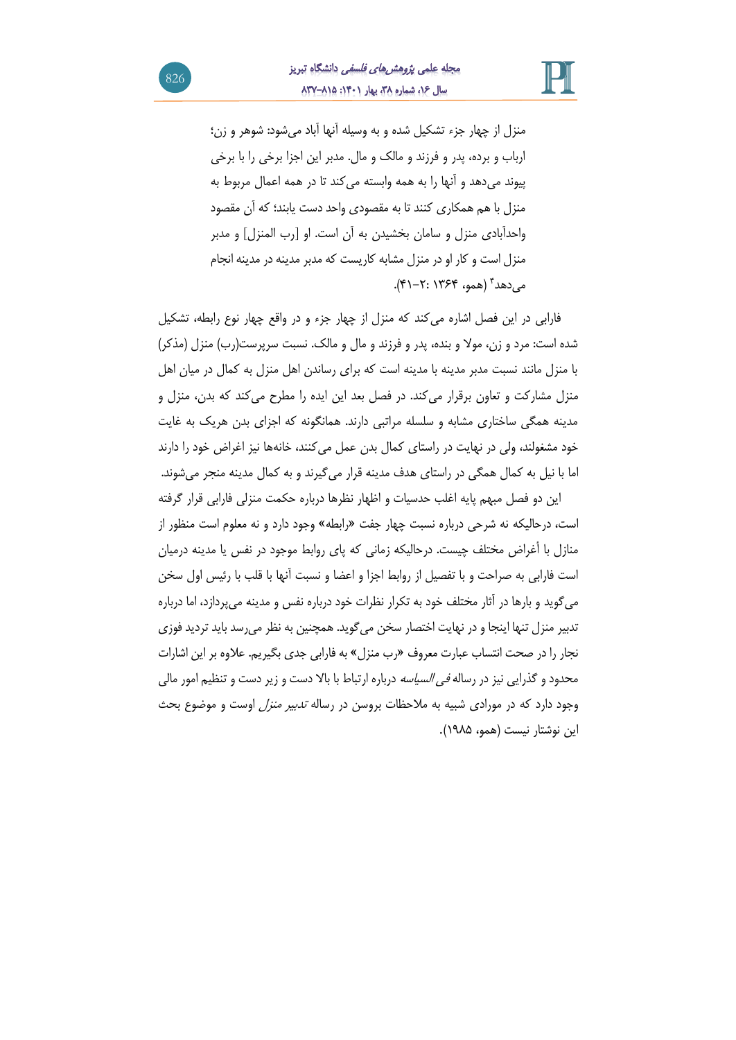منزل از چهار جزء تشکیل شده و به وسیله آنها آباد می‌شود: شوهر و زن؛ ارباب و برده، پدر و فرزند و مالک و مال. مدبر این اجزا برخی را با برخی پیوند می‌دهد و آنها را به همه وابسته می‌کند تا در همه اعمال مربوط به منزل با هم همکاری کنند تا به مقصودی واحد دست یابند؛ که آن مقصود واحدآبادی منزل و سامان بخشیدن به آن است. او [رب المنزل] و مدبر منزل است و کار او در منزل مشابه کاریست که مدبر مدینه در مدینه انجام می‌دهد[۴] (همو، ۱۳۶۴ :۲-۴۱).

فارابی در این فصل اشاره می‌کند که منزل از چهار جزء و در واقع چهار نوع رابطه، تشکیل شده است: مرد و زن، مولا و بنده، پدر و فرزند و مال و مالک. نسبت سرپرست(رب) منزل (مذکر) با منزل مانند نسبت مدبر مدینه با مدینه است که برای رساندن اهل منزل به کمال در میان اهل منزل مشارکت و تعاون برقرار می‌کند. در فصل بعد این ایده را مطرح می‌کند که بدن، منزل و مدینه همگی ساختاری مشابه و سلسله مراتبی دارند. همانگونه که اجزای بدن هریک به غایت خود مشغولند، ولی در نهایت در راستای کمال بدن عمل می‌کنند، خانه‌ها نیز اغراض خود را دارند اما با نیل به کمال همگی در راستای هدف مدینه قرار می‌گیرند و به کمال مدینه منجر می‌شوند.

این دو فصل مبهم پایه اغلب حدسیات و اظهار نظرها درباره حکمت منزلی فارابی قرار گرفته است، درحالیکه نه شرحی درباره نسبت چهار جفت «رابطه» وجود دارد و نه معلوم است منظور از منازل با أغراض مختلف چیست. درحالیکه زمانی که پای روابط موجود در نفس یا مدینه درمیان است فارابی به صراحت و با تفصیل از روابط اجزا و اعضا و نسبت آنها با قلب با رئیس اول سخن می‌گوید و بارها در آثار مختلف خود به تکرار نظرات خود درباره نفس و مدینه می‌پردازد، اما درباره تدبیر منزل تنها اینجا و در نهایت اختصار سخن می‌گوید. همچنین به نظر می‌رسد باید تردید فوزی نجار را در صحت انتساب عبارت معروف «رب منزل» به فارابی جدی بگیریم. علاوه بر این اشارات محدود و گذرایی نیز در رساله *فی السیاسه* درباره ارتباط با بالا دست و زیر دست و تنظیم امور مالی وجود دارد که در مواردی شبیه به ملاحظات بروسن در رساله *تدبیر منزل* اوست و موضوع بحث این نوشتار نیست (همو، ۱۹۸۵).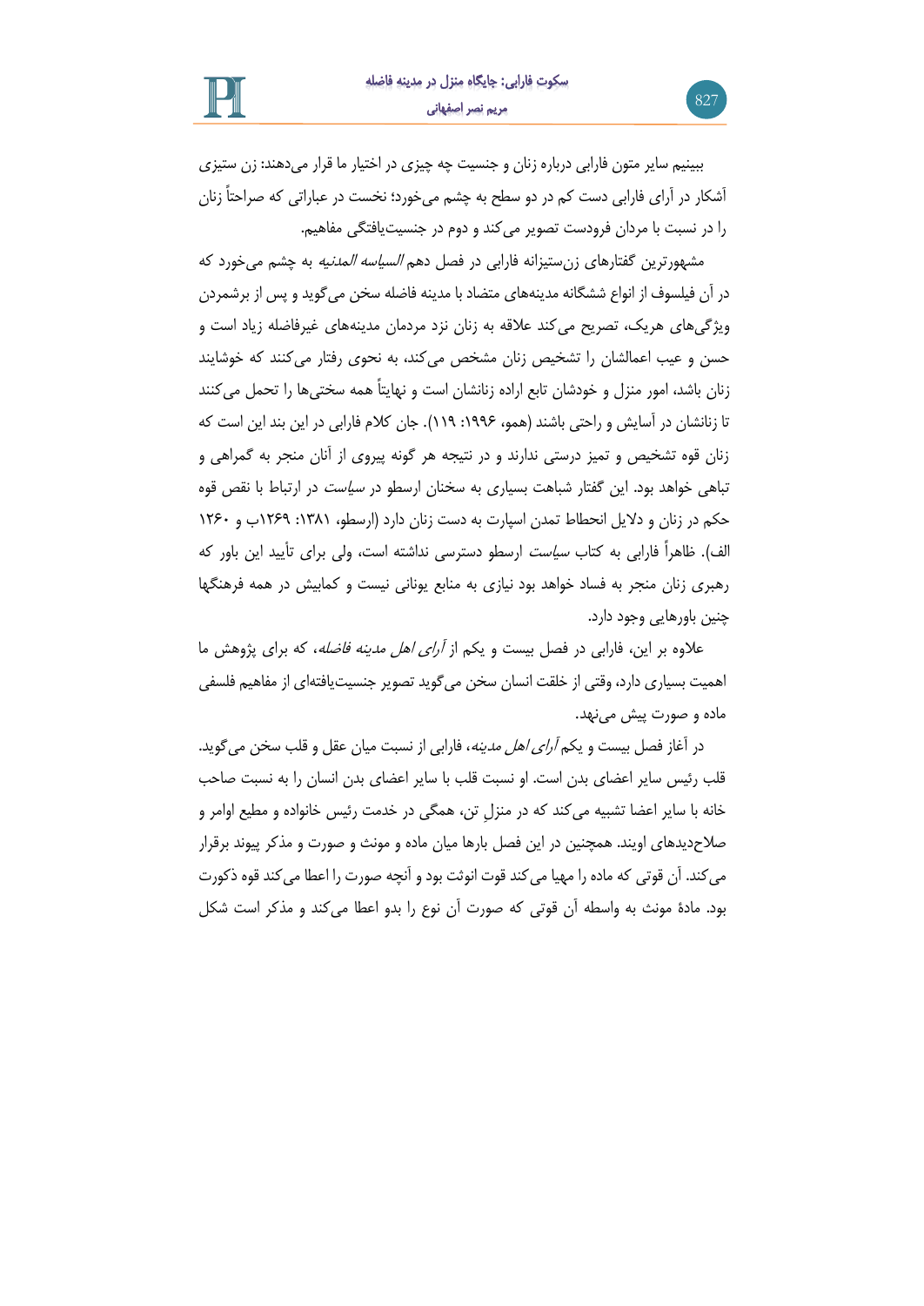ببینیم سایر متون فارابی درباره زنان و جنسیت چه چیزی در اختیار ما قرار می‌دهند: زن ستیزی آشکار در آرای فارابی دست کم در دو سطح به چشم می‌خورد؛ نخست در عباراتی که صراحتاً زنان را در نسبت با مردان فرودست تصویر می‌کند و دوم در جنسیت‌یافتگی مفاهیم.

مشهورترین گفتارهای زن‌ستیزانه فارابی در فصل دهم *السیاسه المدنیه* به چشم می‌خورد که در آن فیلسوف از انواع ششگانه مدینه‌های متضاد با مدینه فاضله سخن می‌گوید و پس از برشمردن ویژگی‌های هریک، تصریح می‌کند علاقه به زنان نزد مردمان مدینه‌های غیرفاضله زیاد است و حسن و عیب اعمالشان را تشخیص زنان مشخص می‌کند، به نحوی رفتار می‌کنند که خوشایند زنان باشد، امور منزل و خودشان تابع اراده زنانشان است و نهایتاً همه سختی‌ها را تحمل می‌کنند تا زنانشان در آسایش و راحتی باشند (همو، ۱۹۹۶: ۱۱۹). جان کلام فارابی در این بند این است که زنان قوه تشخیص و تمیز درستی ندارند و در نتیجه هر گونه پیروی از آنان منجر به گمراهی و تباهی خواهد بود. این گفتار شباهت بسیاری به سخنان ارسطو در *سیاست* در ارتباط با نقص قوه حکم در زنان و دلایل انحطاط تمدن اسپارت به دست زنان دارد (ارسطو، ۱۳۸۱: ۱۲۶۹ب و ۱۲۶۰ الف). ظاهراً فارابی به کتاب *سیاست* ارسطو دسترسی نداشته است، ولی برای تأیید این باور که رهبری زنان منجر به فساد خواهد بود نیازی به منابع یونانی نیست و کمابیش در همه فرهنگها چنین باورهایی وجود دارد.

علاوه بر این، فارابی در فصل بیست و یکم از *آرای اهل مدینه فاضله*، که برای پژوهش ما اهمیت بسیاری دارد، وقتی از خلقت انسان سخن می‌گوید تصویر جنسیت‌یافته‌ای از مفاهیم فلسفی ماده و صورت پیش می‌نهد.

در آغاز فصل بیست و یکم *آرای اهل مدینه*، فارابی از نسبت میان عقل و قلب سخن می‌گوید. قلب رئیس سایر اعضای بدن است. او نسبت قلب با سایر اعضای بدن انسان را به نسبت صاحب خانه با سایر اعضا تشبیه می‌کند که در منزلِ تن، همگی در خدمت رئیس خانواده و مطیع اوامر و صلاحدیدهای اویند. همچنین در این فصل بارها میان ماده و مونث و صورت و مذکر پیوند برقرار می‌کند. آن قوتی که ماده را مهیا می‌کند قوت انوثت بود و آنچه صورت را اعطا می‌کند قوه ذکورت بود. مادهٔ مونث به واسطه آن قوتی که صورت آن نوع را بدو اعطا می‌کند و مذکر است شکل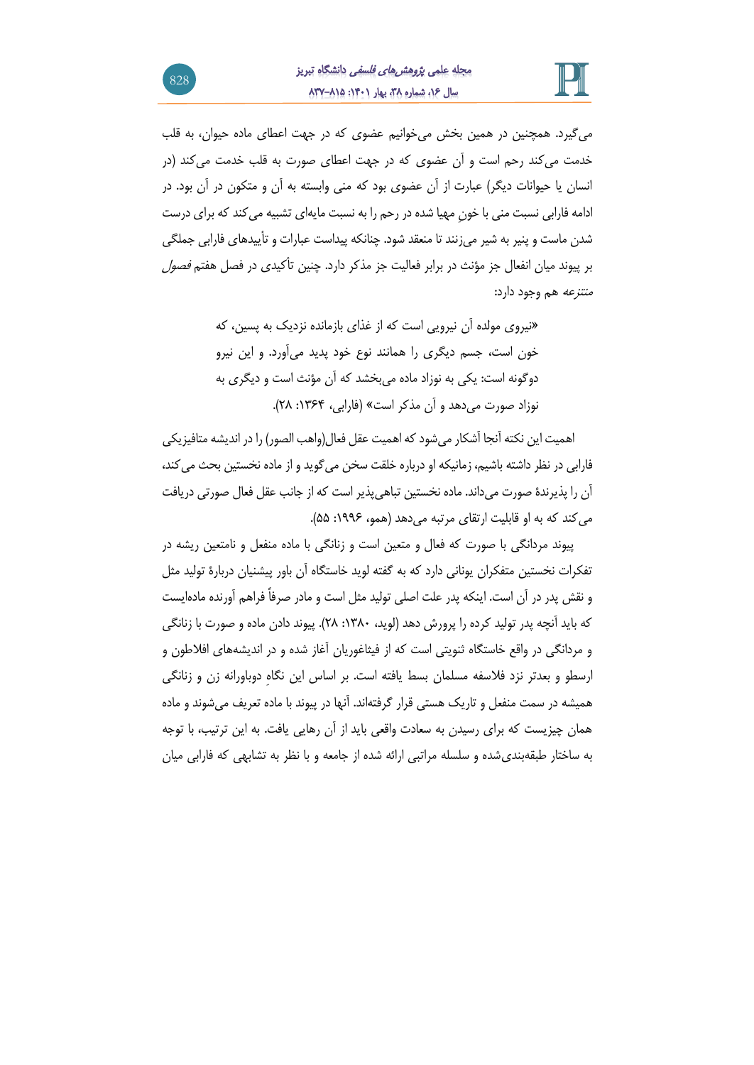می‌گیرد. همچنین در همین بخش می‌خوانیم عضوی که در جهت اعطای ماده حیوان، به قلب خدمت می‌کند رحم است و آن عضوی که در جهت اعطای صورت به قلب خدمت می‌کند (در انسان یا حیوانات دیگر) عبارت از آن عضوی بود که منی وابسته به آن و متکون در آن بود. در ادامه فارابی نسبت منی با خونِ مهیا شده در رحم را به نسبت مایه‌ای تشبیه می‌کند که برای درست شدن ماست و پنیر به شیر می‌زنند تا منعقد شود. چنانکه پیداست عبارات و تأییدهای فارابی جملگی بر پیوند میان انفعال جز مؤنث در برابر فعالیت جز مذکر دارد. چنین تأکیدی در فصل هفتم *فصول منتزعه* هم وجود دارد:

> «نیروی مولده آن نیرویی است که از غذای بازمانده نزدیک به پسین، که خون است، جسم دیگری را همانند نوع خود پدید می‌آورد. و این نیرو دوگونه است: یکی به نوزاد ماده می‌بخشد که آن مؤنث است و دیگری به نوزاد صورت می‌دهد و آن مذکر است» (فارابی، ۱۳۶۴: ۲۸).

اهمیت این نکته آنجا آشکار می‌شود که اهمیت عقل فعال(واهب الصور) را در اندیشه متافیزیکی فارابی در نظر داشته باشیم، زمانیکه او درباره خلقت سخن می‌گوید و از ماده نخستین بحث می‌کند، آن را پذیرندهٔ صورت می‌داند. ماده نخستین تباهی‌پذیر است که از جانب عقل فعال صورتی دریافت می‌کند که به او قابلیت ارتقای مرتبه می‌دهد (همو، ۱۹۹۶: ۵۵).

پیوند مردانگی با صورت که فعال و متعین است و زنانگی با ماده منفعل و نامتعین ریشه در تفکرات نخستین متفکران یونانی دارد که به گفته لوید خاستگاه آن باور پیشنیان دربارهٔ تولید مثل و نقش پدر در آن است. اینکه پدر علت اصلی تولید مثل است و مادر صرفاً فراهم آورنده ماده‌ایست که باید آنچه پدر تولید کرده را پرورش دهد (لوید، ۱۳۸۰: ۲۸). پیوند دادن ماده و صورت با زنانگی و مردانگی در واقع خاستگاه ثنویتی است که از فیثاغوریان آغاز شده و در اندیشه‌های افلاطون و ارسطو و بعدتر نزد فلاسفه مسلمان بسط یافته است. بر اساس این نگاهِ دوباورانه زن و زنانگی همیشه در سمت منفعل و تاریک هستی قرار گرفته‌اند. آنها در پیوند با ماده تعریف می‌شوند و ماده همان چیزیست که برای رسیدن به سعادت واقعی باید از آن رهایی یافت. به این ترتیب، با توجه به ساختار طبقه‌بندی‌شده و سلسله مراتبی ارائه شده از جامعه و با نظر به تشابهی که فارابی میان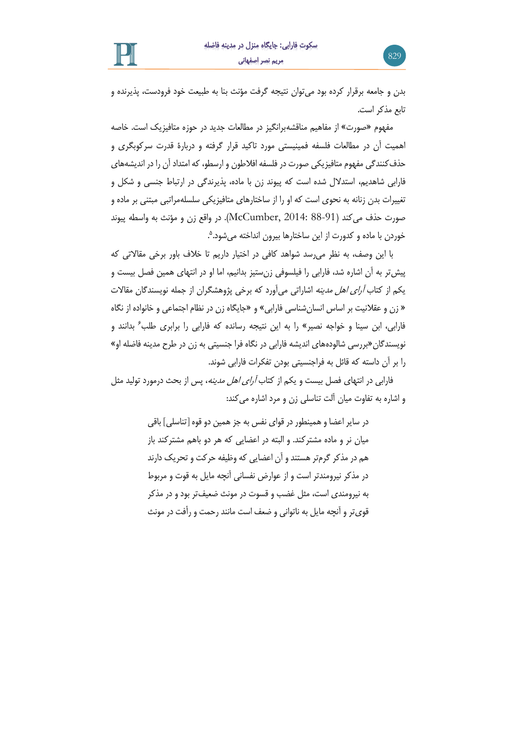بدن و جامعه برقرار کرده بود می‌توان نتیجه گرفت مؤنث بنا به طبیعت خود فرودست، پذیرنده و تابع مذکر است.

مفهوم «صورت» از مفاهیم مناقشه‌برانگیز در مطالعات جدید در حوزه متافیزیک است. خاصه اهمیت آن در مطالعات فلسفه فمینیستی مورد تاکید قرار گرفته و دربارهٔ قدرت سرکوبگری و حذف‌کنندگی مفهوم متافیزیکی صورت در فلسفه افلاطون و ارسطو، که امتداد آن را در اندیشه‌های فارابی شاهدیم، استدلال شده است که پیوند زن با ماده، پذیرندگی در ارتباط جنسی و شکل و تغییرات بدن زنانه به نحوی است که او را از ساختارهای متافیزیکی سلسله‌مراتبی مبتنی بر ماده و صورت حذف می‌کند (McCumber, 2014: 88-91). در واقع زن و مؤنث به واسطه پیوند خوردن با ماده و کدورت از این ساختارها بیرون انداخته می‌شود.[5]

با این وصف، به نظر می‌رسد شواهد کافی در اختیار داریم تا خلاف باور برخی مقالاتی که پیش‌تر به آن اشاره شد، فارابی را فیلسوفی زن‌ستیز بدانیم، اما او در انتهای همین فصل بیست و یکم از کتاب *آرای اهل مدینه* اشاراتی می‌آورد که برخی پژوهشگران از جمله نویسندگان مقالات « زن و عقلانیت بر اساس انسان‌شناسی فارابی» و «جایگاه زن در نظام اجتماعی و خانواده از نگاه فارابی، ابن سینا و خواجه نصیر» را به این نتیجه رسانده که فارابی را برابری طلب[6] بدانند و نویسندگان«بررسی شالوده‌های اندیشه فارابی در نگاه فرا جنسیتی به زن در طرح مدینه فاضله او» را بر آن داشته که قائل به فراجنسیتی بودن تفکرات فارابی شوند.

فارابی در انتهای فصل بیست و یکم از کتاب *آرای اهل مدینه*، پس از بحث درمورد تولید مثل و اشاره به تفاوت میان آلت تناسلی زن و مرد اشاره می‌کند:

> در سایر اعضا و همینطور در قوای نفس به جز همین دو قوه [تناسلی] باقی میان نر و ماده مشترکند. و البته در اعضایی که هر دو باهم مشترکند باز هم در مذکر گرم‌تر هستند و آن اعضایی که وظیفه حرکت و تحریک دارند در مذکر نیرومندتر است و از عوارض نفسانی آنچه مایل به قوت و مربوط به نیرومندی است، مثل غضب و قسوت در مونث ضعیف‌تر بود و در مذکر قوی‌تر و آنچه مایل به ناتوانی و ضعف است مانند رحمت و رأفت در مونث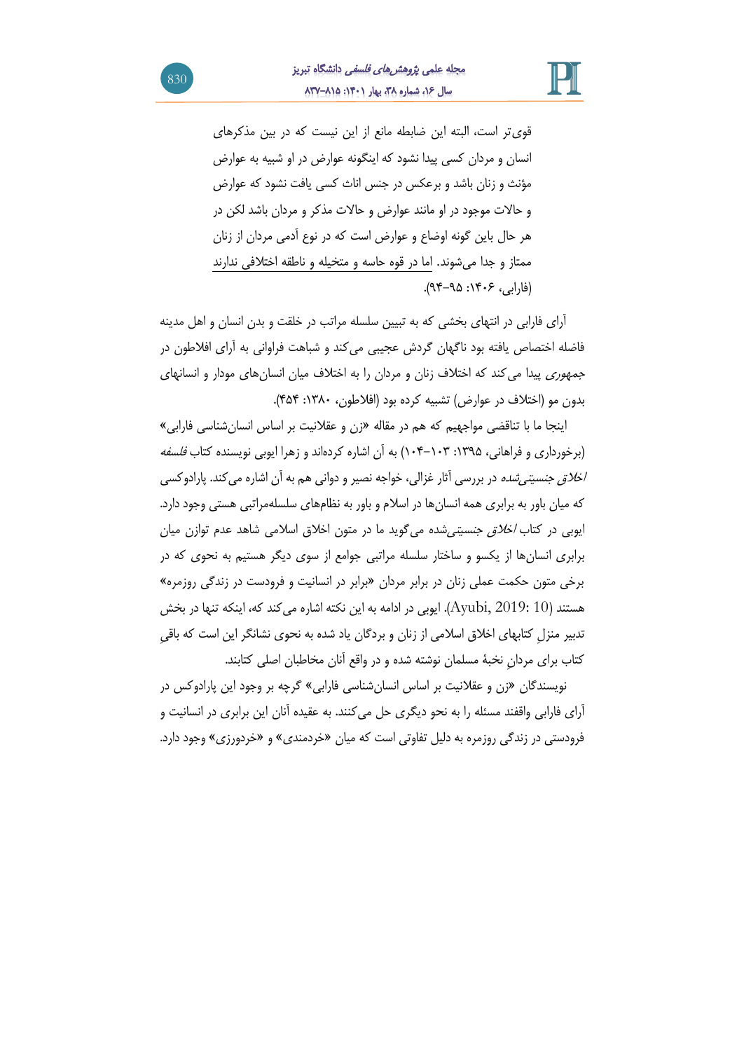> قوی‌تر است، البته این ضابطه مانع از این نیست که در بین مذکرهای انسان و مردان کسی پیدا نشود که اینگونه عوارض در او شبیه به عوارض مؤنث و زنان باشد و برعکس در جنس اناث کسی یافت نشود که عوارض و حالات موجود در او مانند عوارض و حالات مذکر و مردان باشد لکن در هر حال باین گونه اوضاع و عوارض است که در نوع آدمی مردان از زنان ممتاز و جدا می‌شوند. اما در قوه حاسه و متخیله و ناطقه اختلافی ندارند (فارابی، ۱۴۰۶: ۹۵-۹۴).

آرای فارابی در انتهای بخشی که به تبیین سلسله مراتب در خلقت و بدن انسان و اهل مدینه فاضله اختصاص یافته بود ناگهان گردش عجیبی می‌کند و شباهت فراوانی به آرای افلاطون در *جمهوری* پیدا می‌کند که اختلاف زنان و مردان را به اختلاف میان انسان‌های مودار و انسانهای بدون مو (اختلاف در عوارض) تشبیه کرده بود (افلاطون، ۱۳۸۰: ۴۵۴).

اینجا ما با تناقضی مواجهیم که هم در مقاله «زن و عقلانیت بر اساس انسان‌شناسی فارابی» (برخورداری و فراهانی، ۱۳۹۵: ۱۰۳-۱۰۴) به آن اشاره کرده‌اند و زهرا ایوبی نویسنده کتاب *فلسفه اخلاق جنسیتی‌شده* در بررسی آثار غزالی، خواجه نصیر و دوانی هم به آن اشاره می‌کند. پارادوکسی که میان باور به برابری همه انسان‌ها در اسلام و باور به نظام‌های سلسله‌مراتبی هستی وجود دارد. ایوبی در کتاب *اخلاق جنسیتی‌شده* می‌گوید ما در متون اخلاق اسلامی شاهد عدم توازن میان برابری انسان‌ها از یکسو و ساختار سلسله مراتبی جوامع از سوی دیگر هستیم به نحوی که در برخی متون حکمت عملی زنان در برابر مردان «برابر در انسانیت و فرودست در زندگی روزمره» هستند (Ayubi, 2019: 10). ایوبی در ادامه به این نکته اشاره می‌کند که، اینکه تنها در بخش تدبیر منزلِ کتابهای اخلاق اسلامی از زنان و بردگان یاد شده به نحوی نشانگر این است که باقیِ کتاب برای مردانِ نخبهٔ مسلمان نوشته شده و در واقع آنان مخاطبان اصلی کتابند.

نویسندگان «زن و عقلانیت بر اساس انسان‌شناسی فارابی» گرچه بر وجود این پارادوکس در آرای فارابی واقفند مسئله را به نحو دیگری حل می‌کنند. به عقیده آنان این برابری در انسانیت و فرودستی در زندگی روزمره به دلیل تفاوتی است که میان «خردمندی» و «خردورزی» وجود دارد.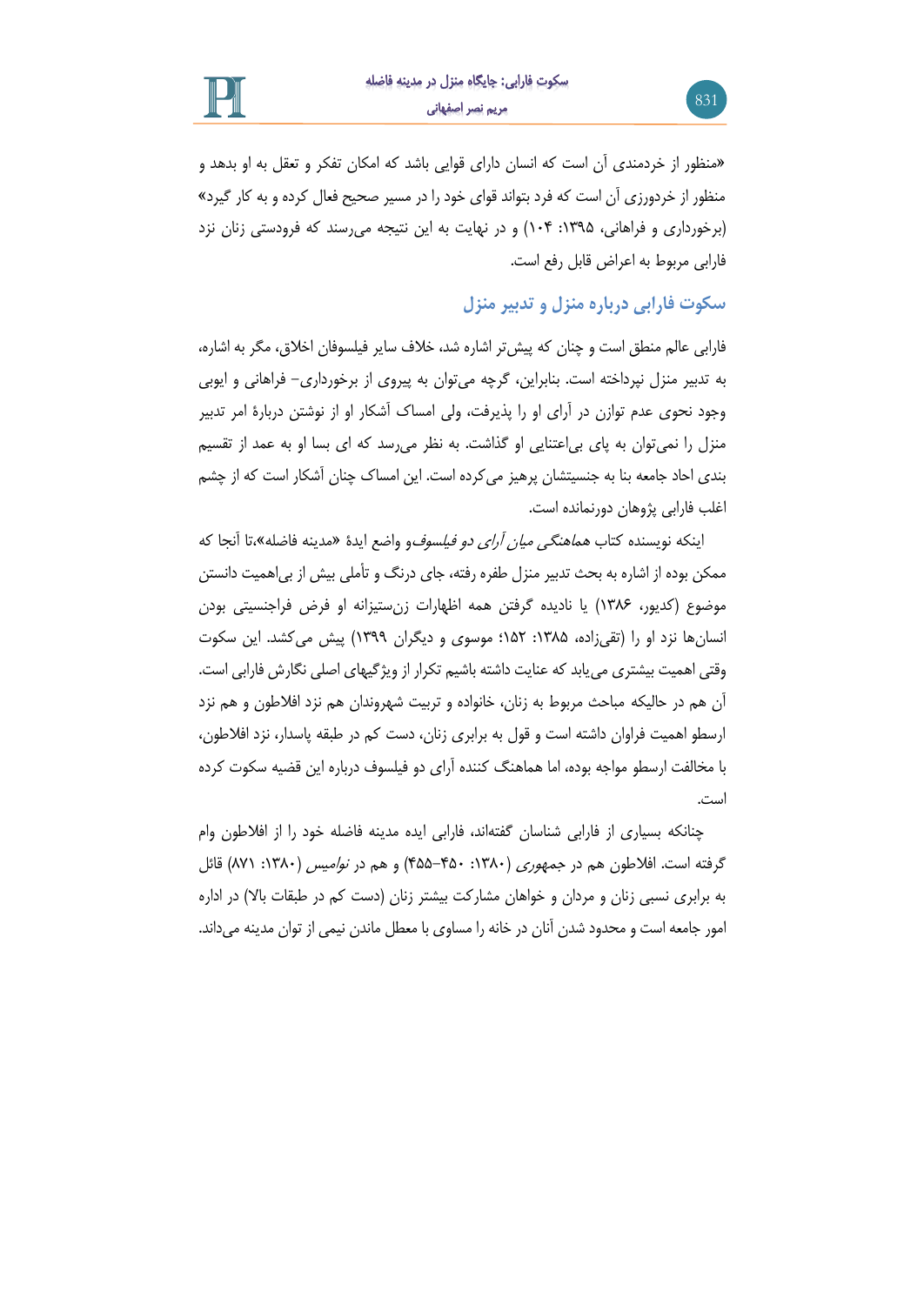«منظور از خردمندی آن است که انسان دارای قوایی باشد که امکان تفکر و تعقل به او بدهد و منظور از خردورزی آن است که فرد بتواند قوای خود را در مسیر صحیح فعال کرده و به کار گیرد» (برخورداری و فراهانی، ۱۳۹۵: ۱۰۴) و در نهایت به این نتیجه می‌رسند که فرودستی زنان نزد فارابی مربوط به اعراض قابل رفع است.

## سکوت فارابی درباره منزل و تدبیر منزل

فارابی عالم منطق است و چنان که پیش‌تر اشاره شد، خلاف سایر فیلسوفان اخلاق، مگر به اشاره، به تدبیر منزل نپرداخته است. بنابراین، گرچه می‌توان به پیروی از برخورداری– فراهانی و ایوبی وجود نحوی عدم توازن در آرای او را پذیرفت، ولی امساک آشکار او از نوشتن دربارۀ امر تدبیر منزل را نمی‌توان به پای بی‌اعتنایی او گذاشت. به نظر می‌رسد که ای بسا او به عمد از تقسیم بندی احاد جامعه بنا به جنسیتشان پرهیز می‌کرده است. این امساک چنان آشکار است که از چشم اغلب فارابی پژوهان دورنمانده است.

اینکه نویسنده کتاب *هماهنگی میان آرای دو فیلسوف*و واضع ایدۀ «مدینه فاضله»،تا آنجا که ممکن بوده از اشاره به بحث تدبیر منزل طفره رفته، جای درنگ و تأملی بیش از بی‌اهمیت دانستن موضوع (کدیور، ۱۳۸۶) یا نادیده گرفتن همه اظهارات زن‌ستیزانه او فرض فراجنسیتی بودن انسان‌ها نزد او را (تقی‌زاده، ۱۳۸۵: ۱۵۲؛ موسوی و دیگران ۱۳۹۹) پیش می‌کشد. این سکوت وقتی اهمیت بیشتری می‌یابد که عنایت داشته باشیم تکرار از ویژگیهای اصلی نگارش فارابی است. آن هم در حالیکه مباحث مربوط به زنان، خانواده و تربیت شهروندان هم نزد افلاطون و هم نزد ارسطو اهمیت فراوان داشته است و قول به برابری زنان، دست کم در طبقه پاسدار، نزد افلاطون، با مخالفت ارسطو مواجه بوده، اما هماهنگ کننده آرای دو فیلسوف درباره این قضیه سکوت کرده است.

چنانکه بسیاری از فارابی شناسان گفته‌اند، فارابی ایده مدینه فاضله خود را از افلاطون وام گرفته است. افلاطون هم در *جمهوری* (۱۳۸۰: ۴۵۰–۴۵۵) و هم در *نوامیس* (۱۳۸۰: ۸۷۱) قائل به برابری نسبی زنان و مردان و خواهان مشارکت بیشتر زنان (دست کم در طبقات بالا) در اداره امور جامعه است و محدود شدن آنان در خانه را مساوی با معطل ماندن نیمی از توان مدینه می‌داند.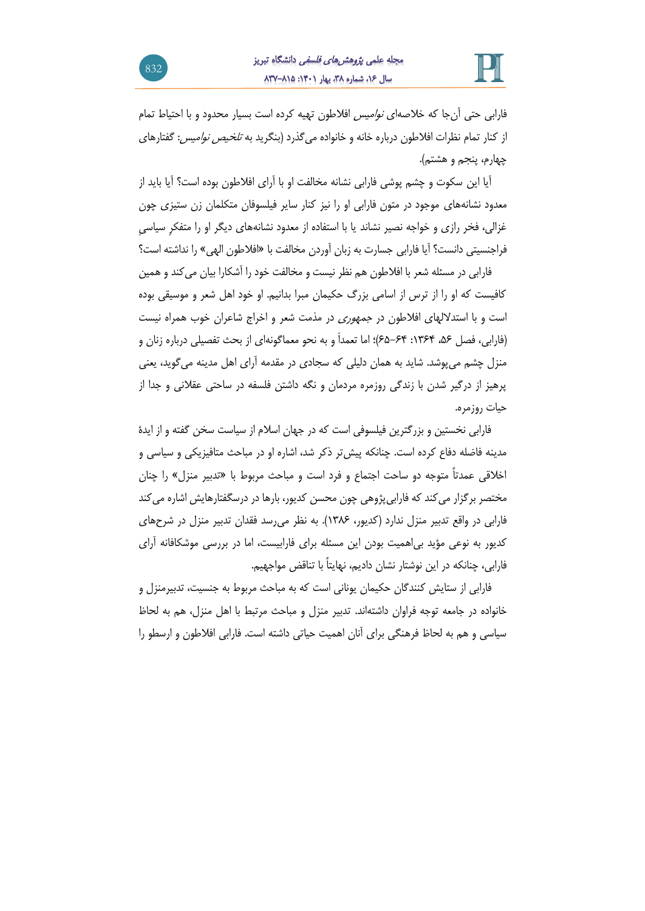فارابی حتی آن‌جا که خلاصه‌ای *نوامیس* افلاطون تهیه کرده است بسیار محدود و با احتیاط تمام از کنار تمام نظرات افلاطون درباره خانه و خانواده می‌گذرد (بنگرید به *تلخیص نوامیس*: گفتارهای چهارم، پنجم و هشتم).

آیا این سکوت و چشم پوشی فارابی نشانه مخالفت او با آرای افلاطون بوده است؟ آیا باید از معدود نشانه‌های موجود در متون فارابی او را نیز کنار سایر فیلسوفان متکلمان زن ستیزی چون غزالی، فخر رازی و خواجه نصیر نشاند یا با استفاده از معدود نشانه‌های دیگر او را متفکرِ سیاسیِ فراجنسیتی دانست؟ آیا فارابی جسارت به زبان آوردن مخالفت با «افلاطون الهی» را نداشته است؟

فارابی در مسئله شعر با افلاطون هم نظر نیست و مخالفت خود را آشکارا بیان می‌کند و همین کافیست که او را از ترس از اسامی بزرگ حکیمان مبرا بدانیم. او خود اهل شعر و موسیقی بوده است و با استدلالهای افلاطون در *جمهوری* در مذمت شعر و اخراج شاعران خوب همراه نیست (فارابی، فصل ۵۶، ۱۳۶۴: ۶۴–۶۵)؛ اما تعمداً و به نحو معماگونه‌ای از بحث تفصیلی درباره زنان و منزل چشم می‌پوشد. شاید به همان دلیلی که سجادی در مقدمه آرای اهل مدینه می‌گوید، یعنی پرهیز از درگیر شدن با زندگی روزمره مردمان و نگه داشتن فلسفه در ساحتی عقلانی و جدا از حیات روزمره.

فارابی نخستین و بزرگترین فیلسوفی است که در جهان اسلام از سیاست سخن گفته و از ایدهٔ مدینه فاضله دفاع کرده است. چنانکه پیش‌تر ذکر شد، اشاره او در مباحث متافیزیکی و سیاسی و اخلاقی عمدتاً متوجه دو ساحت اجتماع و فرد است و مباحث مربوط با «تدبیر منزل» را چنان مختصر برگزار می‌کند که فارابی‌پژوهی چون محسن کدیور، بارها در درسگفتارهایش اشاره می‌کند فارابی در واقع تدبیر منزل ندارد (کدیور، ۱۳۸۶). به نظر می‌رسد فقدان تدبیر منزل در شرح‌های کدیور به نوعی مؤید بی‌اهمیت بودن این مسئله برای فارابیست، اما در بررسی موشکافانه آرای فارابی، چنانکه در این نوشتار نشان دادیم، نهایتاً با تناقض مواجهیم.

فارابی از ستایش کنندگان حکیمان یونانی است که به مباحث مربوط به جنسیت، تدبیرمنزل و خانواده در جامعه توجه فراوان داشته‌اند. تدبیر منزل و مباحث مرتبط با اهل منزل، هم به لحاظ سیاسی و هم به لحاظ فرهنگی برای آنان اهمیت حیاتی داشته است. فارابی افلاطون و ارسطو را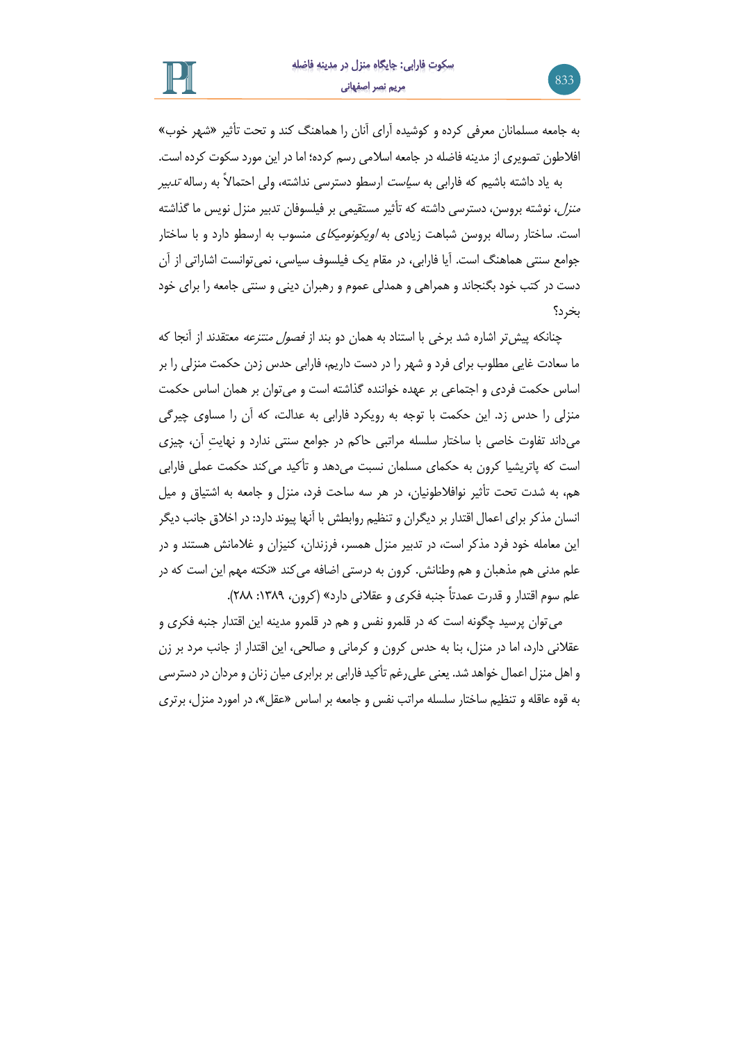به جامعه مسلمانان معرفی کرده و کوشیده آرای آنان را هماهنگ کند و تحت تأثیر «شهر خوب» افلاطون تصویری از مدینه فاضله در جامعه اسلامی رسم کرده؛ اما در این مورد سکوت کرده است.

به یاد داشته باشیم که فارابی به *سیاست* ارسطو دسترسی نداشته، ولی احتمالاً به رساله *تدبیر منزل*، نوشته بروسن، دسترسی داشته که تأثیر مستقیمی بر فیلسوفان تدبیر منزل نویس ما گذاشته است. ساختار رساله بروسن شباهت زیادی به *اویکونومیکای* منسوب به ارسطو دارد و با ساختار جوامع سنتی هماهنگ است. آیا فارابی، در مقام یک فیلسوف سیاسی، نمی‌توانست اشاراتی از آن دست در کتب خود بگنجاند و همراهی و همدلی عموم و رهبران دینی و سنتی جامعه را برای خود بخرد؟

چنانکه پیش‌تر اشاره شد برخی با استناد به همان دو بند از *فصول منتزعه* معتقدند از آنجا که ما سعادت غایی مطلوب برای فرد و شهر را در دست داریم، فارابی حدس زدن حکمت منزلی را بر اساس حکمت فردی و اجتماعی بر عهده خواننده گذاشته است و می‌توان بر همان اساس حکمت منزلی را حدس زد. این حکمت با توجه به رویکرد فارابی به عدالت، که آن را مساوی چیرگی می‌داند تفاوت خاصی با ساختار سلسله مراتبی حاکم در جوامع سنتی ندارد و نهایتِ آن، چیزی است که پاتریشیا کرون به حکمای مسلمان نسبت می‌دهد و تأکید می‌کند حکمت عملی فارابی هم، به شدت تحت تأثیر نوافلاطونیان، در هر سه ساحت فرد، منزل و جامعه به اشتیاق و میل انسان مذکر برای اعمال اقتدار بر دیگران و تنظیم روابطش با آنها پیوند دارد: در اخلاق جانب دیگر این معامله خود فرد مذکر است، در تدبیر منزل همسر، فرزندان، کنیزان و غلامانش هستند و در علم مدنی هم مذهبان و هم وطنانش. کرون به درستی اضافه می‌کند «نکته مهم این است که در علم سوم اقتدار و قدرت عمدتاً جنبه فکری و عقلانی دارد» (کرون، ۱۳۸۹: ۲۸۸).

می‌توان پرسید چگونه است که در قلمرو نفس و هم در قلمرو مدینه این اقتدار جنبه فکری و عقلانی دارد، اما در منزل، بنا به حدس کرون و کرمانی و صالحی، این اقتدار از جانب مرد بر زن و اهل منزل اعمال خواهد شد. یعنی علی‌رغم تأکید فارابی بر برابری میان زنان و مردان در دسترسی به قوه عاقله و تنظیم ساختار سلسله مراتب نفس و جامعه بر اساس «عقل»، در امورد منزل، برتری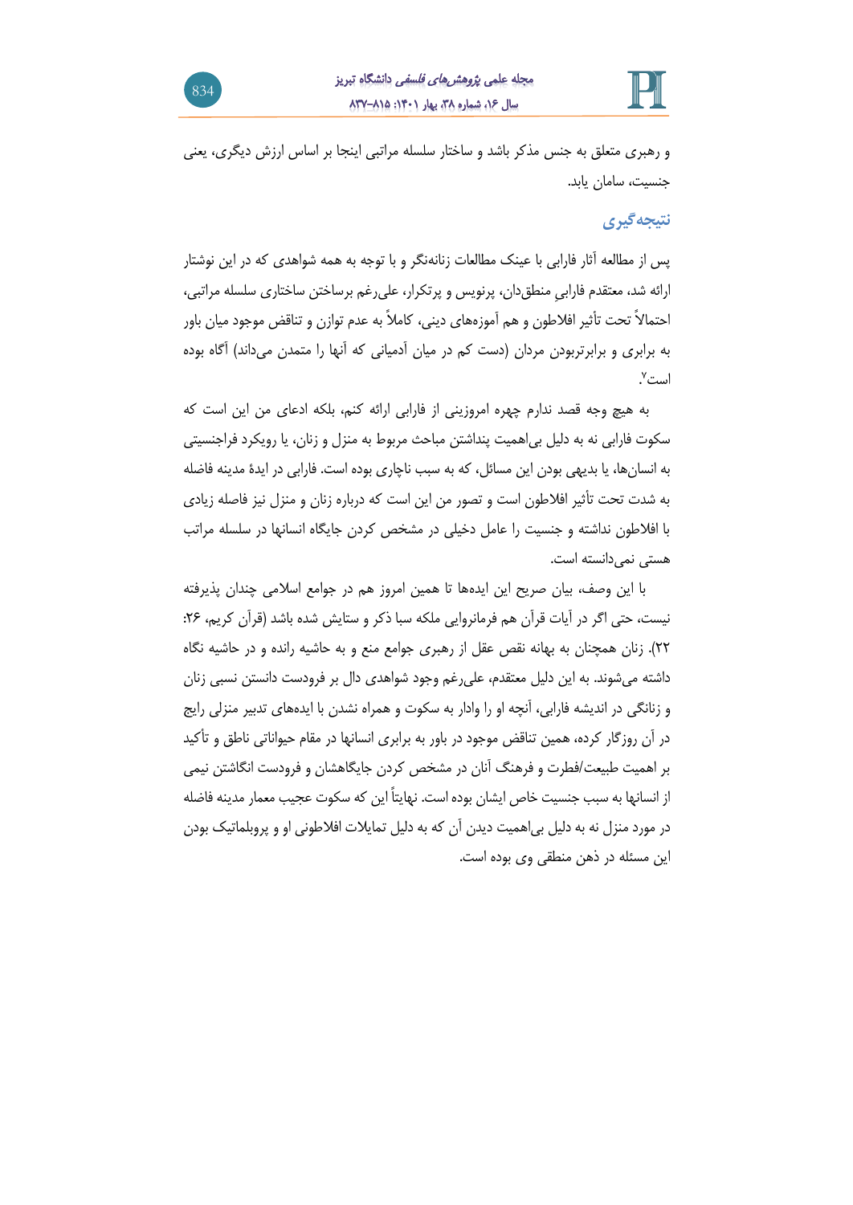و رهبری متعلق به جنس مذکر باشد و ساختار سلسله مراتبی اینجا بر اساس ارزش دیگری، یعنی جنسیت، سامان یابد.

## نتیجه‌گیری

پس از مطالعه آثار فارابی با عینک مطالعات زنانه‌نگر و با توجه به همه شواهدی که در این نوشتار ارائه شد، معتقدم فارابیِ منطق‌دان، پرنویس و پرتکرار، علی‌رغم برساختن ساختاری سلسله مراتبی، احتمالاً تحت تأثیر افلاطون و هم آموزه‌های دینی، کاملاً به عدم توازن و تناقض موجود میان باور به برابری و برابرتربودن مردان (دست کم در میان آدمیانی که آنها را متمدن می‌داند) آگاه بوده است[۷].

به هیچ وجه قصد ندارم چهره امروزینی از فارابی ارائه کنم، بلکه ادعای من این است که سکوت فارابی نه به دلیل بی‌اهمیت پنداشتن مباحث مربوط به منزل و زنان، یا رویکرد فراجنسیتی به انسان‌ها، یا بدیهی بودن این مسائل، که به سبب ناچاری بوده است. فارابی در ایدهٔ مدینه فاضله به شدت تحت تأثیر افلاطون است و تصور من این است که درباره زنان و منزل نیز فاصله زیادی با افلاطون نداشته و جنسیت را عامل دخیلی در مشخص کردن جایگاه انسانها در سلسله مراتب هستی نمی‌دانسته است.

با این وصف، بیان صریح این ایده‌ها تا همین امروز هم در جوامع اسلامی چندان پذیرفته نیست، حتی اگر در آیات قرآن هم فرمانروایی ملکه سبا ذکر و ستایش شده باشد (قرآن کریم، ۲۶: ۲۲). زنان همچنان به بهانه نقص عقل از رهبری جوامع منع و به حاشیه رانده و در حاشیه نگاه داشته می‌شوند. به این دلیل معتقدم، علی‌رغم وجود شواهدی دال بر فرودست دانستن نسبی زنان و زنانگی در اندیشه فارابی، آنچه او را وادار به سکوت و همراه نشدن با ایده‌های تدبیر منزلی رایج در آن روزگار کرده، همین تناقض موجود در باور به برابری انسانها در مقام حیواناتی ناطق و تأکید بر اهمیت طبیعت/فطرت و فرهنگ آنان در مشخص کردن جایگاهشان و فرودست انگاشتن نیمی از انسانها به سبب جنسیت خاص ایشان بوده است. نهایتاً این که سکوت عجیب معمار مدینه فاضله در مورد منزل نه به دلیل بی‌اهمیت دیدن آن که به دلیل تمایلات افلاطونی او و پروبلماتیک بودن این مسئله در ذهن منطقی وی بوده است.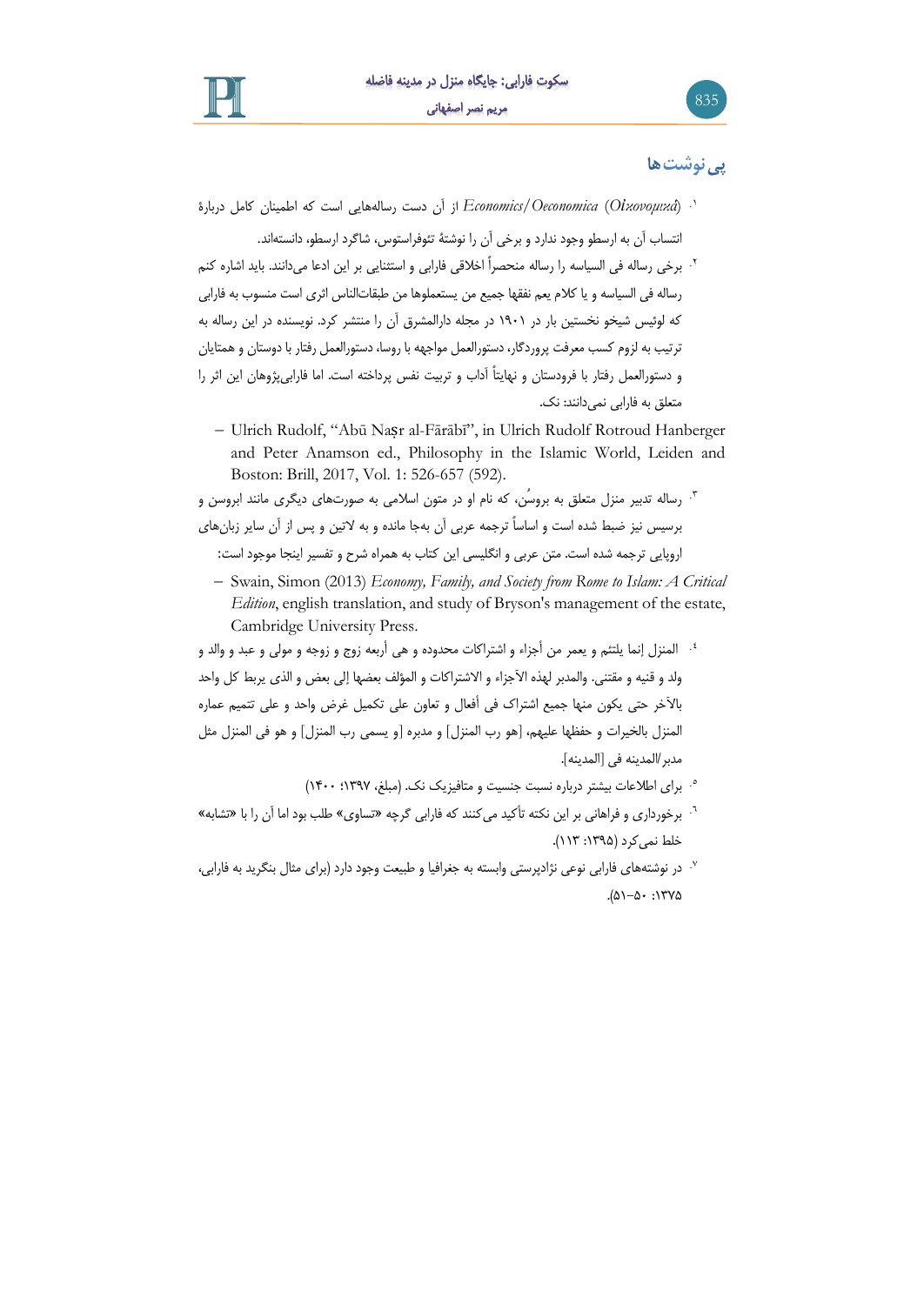## پی‌نوشت‌ها

۱. *Economics/Oeconomica* (*Oἰκονομικά*) از آن دست رساله‌هایی است که اطمینان کامل دربارۀ انتساب آن به ارسطو وجود ندارد و برخی آن را نوشتۀ تئوفراستوس، شاگرد ارسطو، دانسته‌اند.

۲. برخی رساله فی السیاسه را رساله منحصراً اخلاقی فارابی و استثنایی بر این ادعا می‌دانند. باید اشاره کنم رساله فی السیاسه و یا کلام یعم نفقها جمیع من یستعملوها من طبقات‌الناس اثری است منسوب به فارابی که لوئیس شیخو نخستین بار در ۱۹۰۱ در مجله دارالمشرق آن را منتشر کرد. نویسنده در این رساله به ترتیب به لزوم کسب معرفت پروردگار، دستورالعمل مواجهه با روسا، دستورالعمل رفتار با دوستان و همتایان و دستورالعمل رفتار با فرودستان و نهایتاً آداب و تربیت نفس پرداخته است. اما فارابی‌پژوهان این اثر را متعلق به فارابی نمی‌دانند: نک.

- Ulrich Rudolf, "Abū Naṣr al-Fārābī", in Ulrich Rudolf Rotroud Hanberger and Peter Anamson ed., Philosophy in the Islamic World, Leiden and Boston: Brill, 2017, Vol. 1: 526-657 (592).

۳. رساله تدبیر منزل متعلق به بروسُن، که نام او در متون اسلامی به صورت‌های دیگری مانند ابروسن و برسیس نیز ضبط شده است و اساساً ترجمه عربی آن به‌جا مانده و به لاتین و پس از آن سایر زبان‌های اروپایی ترجمه شده است. متن عربی و انگلیسی این کتاب به همراه شرح و تفسیر اینجا موجود است:

- Swain, Simon (2013) *Economy, Family, and Society from Rome to Islam: A Critical Edition*, english translation, and study of Bryson's management of the estate, Cambridge University Press.

۴. المنزل إنما یلتئم و یعمر من أجزاء و اشتراکات محدوده و هی أربعه زوج و زوجه و مولی و عبد و والد و ولد و قنیه و مقتنی. والمدبر لهذه الآجزاء و الاشتراکات و المؤلف بعضها إلی بعض و الذی یربط کل واحد بالآخر حتی یکون منها جمیع اشتراک فی أفعال و تعاون علی تکمیل غرض واحد و علی تتمیم عماره المنزل بالخیرات و حفظها علیهم، [هو رب المنزل] و مدبره [و یسمی رب المنزل] و هو فی المنزل مثل مدبر/المدینه فی [المدینه].

۵. برای اطلاعات بیشتر درباره نسبت جنسیت و متافیزیک نک. (مبلغ، ۱۳۹۷: ۱۴۰۰)

۶. برخورداری و فراهانی بر این نکته تأکید می‌کنند که فارابی گرچه «تساوی» طلب بود اما آن را با «تشابه» خلط نمی‌کرد (۱۳۹۵: ۱۱۳).

۷. در نوشته‌های فارابی نوعی نژادپرستی وابسته به جغرافیا و طبیعت وجود دارد (برای مثال بنگرید به فارابی، ۱۳۷۵: ۵۰-۵۱).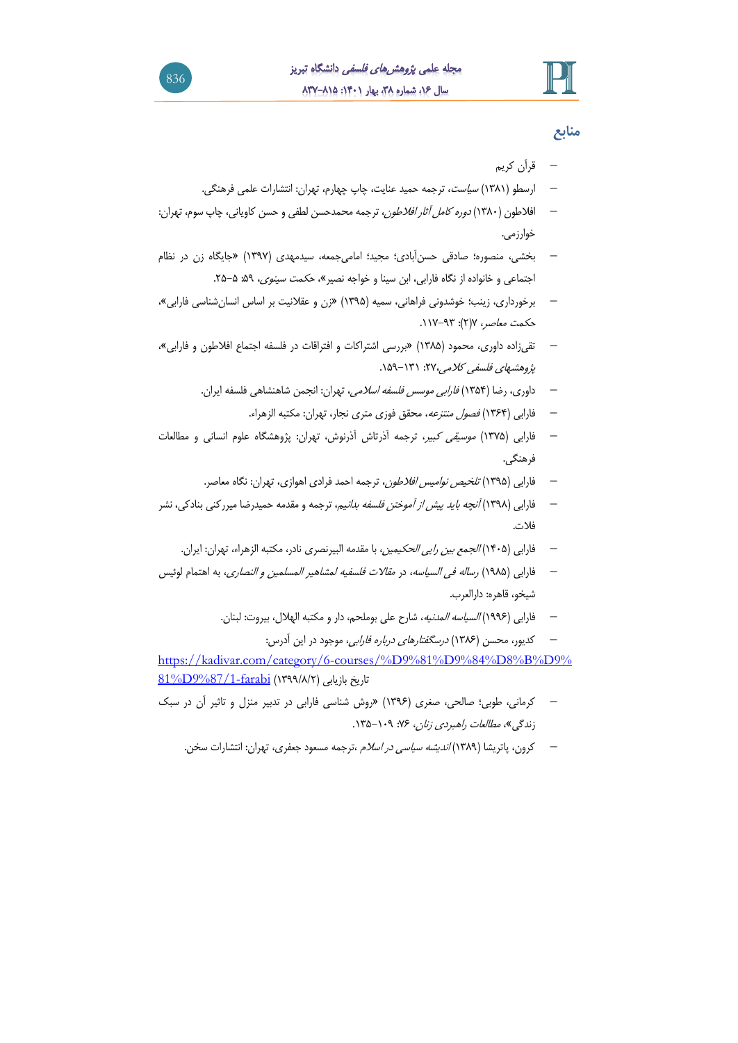## منابع

- قرآن کریم
- ارسطو (۱۳۸۱) *سیاست*، ترجمه حمید عنایت، چاپ چهارم، تهران: انتشارات علمی فرهنگی.
- افلاطون (۱۳۸۰) *دوره کامل آثار افلاطون*، ترجمه محمدحسن لطفی و حسن کاویانی، چاپ سوم، تهران: خوارزمی.
- بخشی، منصوره؛ صادقی حسن‌آبادی؛ مجید؛ امامی‌جمعه، سیدمهدی (۱۳۹۷) «جایگاه زن در نظام اجتماعی و خانواده از نگاه فارابی، ابن سینا و خواجه نصیر»، *حکمت سینوی*، ۵۹: ۵–۲۵.
- برخورداری، زینب؛ خوشدونی فراهانی، سمیه (۱۳۹۵) «زن و عقلانیت بر اساس انسان‌شناسی فارابی»، *حکمت معاصر*، ۷(۲): ۹۳–۱۱۷.
- تقی‌زاده داوری، محمود (۱۳۸۵) «بررسی اشتراکات و افتراقات در فلسفه اجتماع افلاطون و فارابی»، *پژوهشهای فلسفی کلامی*،۲۷: ۱۳۱–۱۵۹.
- داوری، رضا (۱۳۵۴) *فارابی موسس فلسفه اسلامی*، تهران: انجمن شاهنشاهی فلسفه ایران.
- فارابی (۱۳۶۴) *فصول منتزعه*، محقق فوزی متری نجار، تهران: مکتبه الزهراء.
- فارابی (۱۳۷۵) *موسیقی کبیر*، ترجمه آذرتاش آذرنوش، تهران: پژوهشگاه علوم انسانی و مطالعات فرهنگی.
- فارابی (۱۳۹۵) *تلخیص نوامیس افلاطون*، ترجمه احمد فرادی اهوازی، تهران: نگاه معاصر.
- فارابی (۱۳۹۸) *آنچه باید پیش از آموختن فلسفه بدانیم*، ترجمه و مقدمه حمیدرضا میرکنی بنادکی، نشر فلات.
- فارابی (۱۴۰۵) *الجمع بین رایی الحکیمین*، با مقدمه البیرنصری نادر، مکتبه الزهراء، تهران: ایران.
- فارابی (۱۹۸۵) *رساله فی السیاسه*، در *مقالات فلسفیه لمشاهیر المسلمین و النصاری*، به اهتمام لوئیس شیخو، قاهره: دارالعرب.
- فارابی (۱۹۹۶) *السیاسه المدنیه*، شارح علی بوملحم، دار و مکتبه الهلال، بیروت: لبنان.
- کدیور، محسن (۱۳۸۶) *درسگفتارهای درباره فارابی*، موجود در این آدرس: https://kadivar.com/category/6-courses/%D9%81%D9%84%D8%B%D9%81%D9%87/1-farabi (تاریخ بازیابی ۱۳۹۹/۸/۲)
- کرمانی، طوبی؛ صالحی، صغری (۱۳۹۶) «روش شناسی فارابی در تدبیر منزل و تاثیر آن در سبک زندگی»، *مطالعات راهبردی زنان*، ۷۶: ۱۰۹–۱۳۵.
- کرون، پاتریشا (۱۳۸۹) *اندیشه سیاسی در اسلام* ،ترجمه مسعود جعفری، تهران: انتشارات سخن.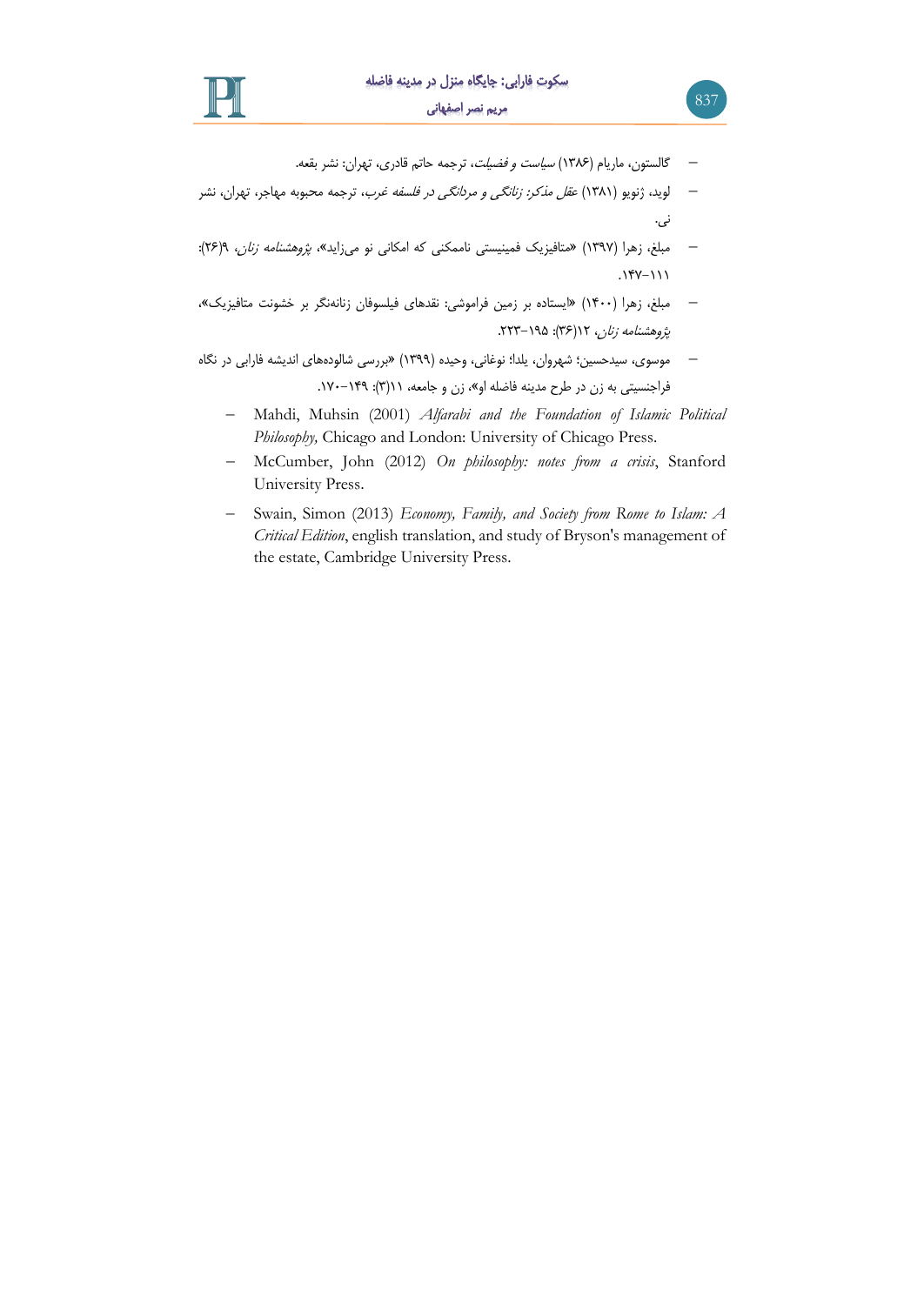- گالستون، ماریام (۱۳۸۶) *سیاست و فضیلت*، ترجمه حاتم قادری، تهران: نشر بقعه.
- لوید، ژنویو (۱۳۸۱) *عقل مذکر: زنانگی و مردانگی در فلسفه غرب*، ترجمه محبوبه مهاجر، تهران، نشر نی.
- مبلغ، زهرا (۱۳۹۷) «متافیزیک فمینیستی ناممکنی که امکانی نو می‌زاید»، *پژوهشنامه زنان*، ۹(۲۶): ۱۱۱-۱۴۷.
- مبلغ، زهرا (۱۴۰۰) «ایستاده بر زمین فراموشی: نقدهای فیلسوفان زنانه‌نگر بر خشونت متافیزیک»، *پژوهشنامه زنان*، ۱۲(۳۶): ۱۹۵-۲۲۳.
- موسوی، سیدحسین؛ شهروان، یلدا؛ نوغانی، وحیده (۱۳۹۹) «بررسی شالوده‌های اندیشه فارابی در نگاه فراجنسیتی به زن در طرح مدینه فاضله او»، زن و جامعه، ۱۱(۳): ۱۴۹-۱۷۰.
- Mahdi, Muhsin (2001) *Alfarabi and the Foundation of Islamic Political Philosophy,* Chicago and London: University of Chicago Press.
- McCumber, John (2012) *On philosophy: notes from a crisis*, Stanford University Press.
- Swain, Simon (2013) *Economy, Family, and Society from Rome to Islam: A Critical Edition*, english translation, and study of Bryson's management of the estate, Cambridge University Press.